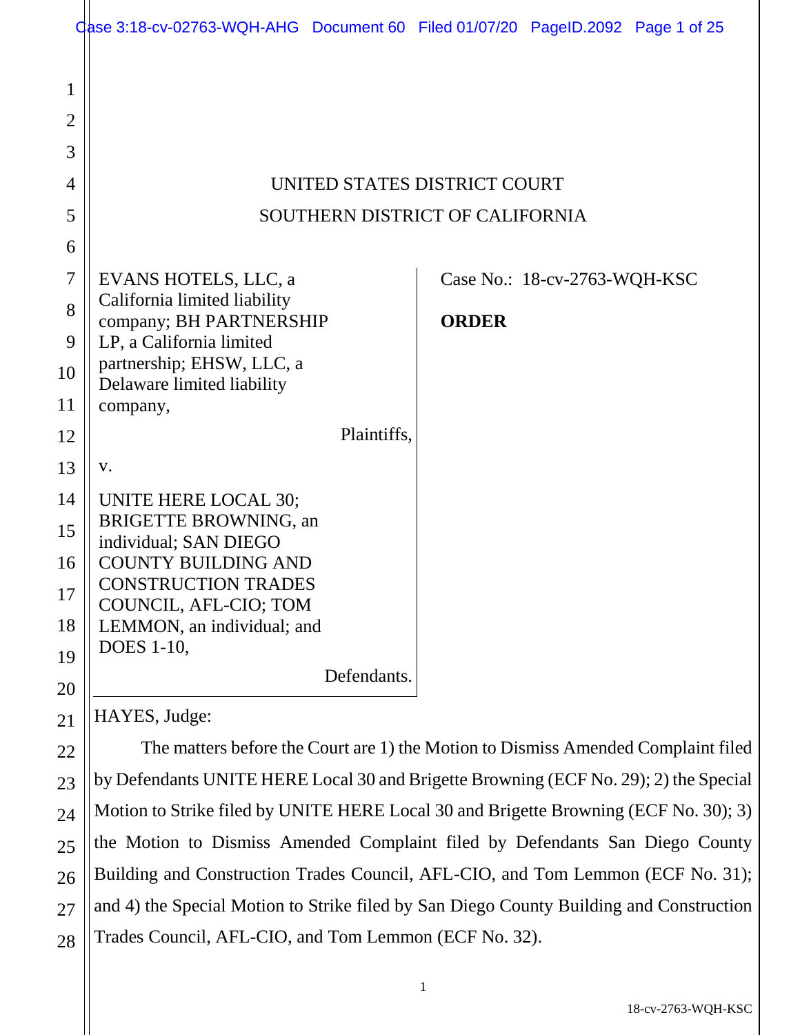UNITED STATES DISTRICT COURT
SOUTHERN DISTRICT OF CALIFORNIA

EVANS HOTELS, LLC, a California limited liability company; BH PARTNERSHIP LP, a California limited partnership; EHSW, LLC, a Delaware limited liability company,

Plaintiffs,

v.

UNITE HERE LOCAL 30; BRIGETTE BROWNING, an individual; SAN DIEGO COUNTY BUILDING AND CONSTRUCTION TRADES COUNCIL, AFL-CIO; TOM LEMMON, an individual; and DOES 1-10,

Defendants.

Case No.: 18-cv-2763-WQH-KSC

**ORDER**

HAYES, Judge:

The matters before the Court are 1) the Motion to Dismiss Amended Complaint filed by Defendants UNITE HERE Local 30 and Brigette Browning (ECF No. 29); 2) the Special Motion to Strike filed by UNITE HERE Local 30 and Brigette Browning (ECF No. 30); 3) the Motion to Dismiss Amended Complaint filed by Defendants San Diego County Building and Construction Trades Council, AFL-CIO, and Tom Lemmon (ECF No. 31); and 4) the Special Motion to Strike filed by San Diego County Building and Construction Trades Council, AFL-CIO, and Tom Lemmon (ECF No. 32).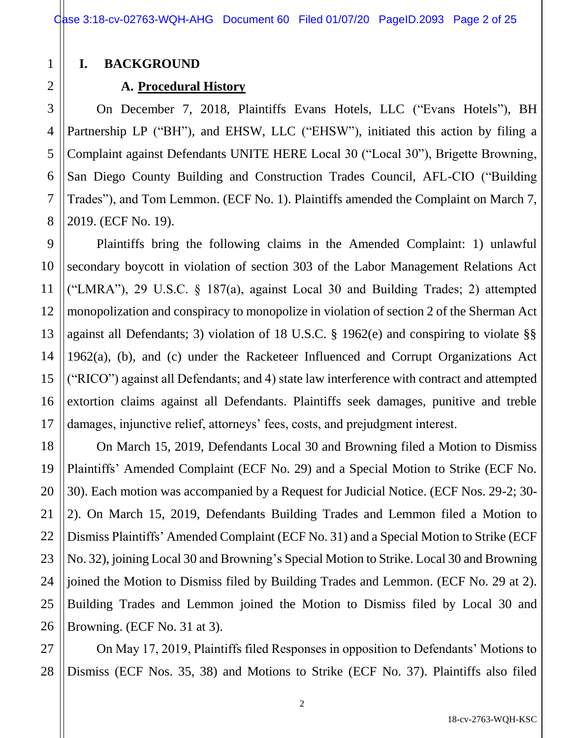# I. BACKGROUND

## A. Procedural History

On December 7, 2018, Plaintiffs Evans Hotels, LLC ("Evans Hotels"), BH Partnership LP ("BH"), and EHSW, LLC ("EHSW"), initiated this action by filing a Complaint against Defendants UNITE HERE Local 30 ("Local 30"), Brigette Browning, San Diego County Building and Construction Trades Council, AFL-CIO ("Building Trades"), and Tom Lemmon. (ECF No. 1). Plaintiffs amended the Complaint on March 7, 2019. (ECF No. 19).

Plaintiffs bring the following claims in the Amended Complaint: 1) unlawful secondary boycott in violation of section 303 of the Labor Management Relations Act ("LMRA"), 29 U.S.C. § 187(a), against Local 30 and Building Trades; 2) attempted monopolization and conspiracy to monopolize in violation of section 2 of the Sherman Act against all Defendants; 3) violation of 18 U.S.C. § 1962(e) and conspiring to violate §§ 1962(a), (b), and (c) under the Racketeer Influenced and Corrupt Organizations Act ("RICO") against all Defendants; and 4) state law interference with contract and attempted extortion claims against all Defendants. Plaintiffs seek damages, punitive and treble damages, injunctive relief, attorneys' fees, costs, and prejudgment interest.

On March 15, 2019, Defendants Local 30 and Browning filed a Motion to Dismiss Plaintiffs' Amended Complaint (ECF No. 29) and a Special Motion to Strike (ECF No. 30). Each motion was accompanied by a Request for Judicial Notice. (ECF Nos. 29-2; 30-2). On March 15, 2019, Defendants Building Trades and Lemmon filed a Motion to Dismiss Plaintiffs' Amended Complaint (ECF No. 31) and a Special Motion to Strike (ECF No. 32), joining Local 30 and Browning's Special Motion to Strike. Local 30 and Browning joined the Motion to Dismiss filed by Building Trades and Lemmon. (ECF No. 29 at 2). Building Trades and Lemmon joined the Motion to Dismiss filed by Local 30 and Browning. (ECF No. 31 at 3).

On May 17, 2019, Plaintiffs filed Responses in opposition to Defendants' Motions to Dismiss (ECF Nos. 35, 38) and Motions to Strike (ECF No. 37). Plaintiffs also filed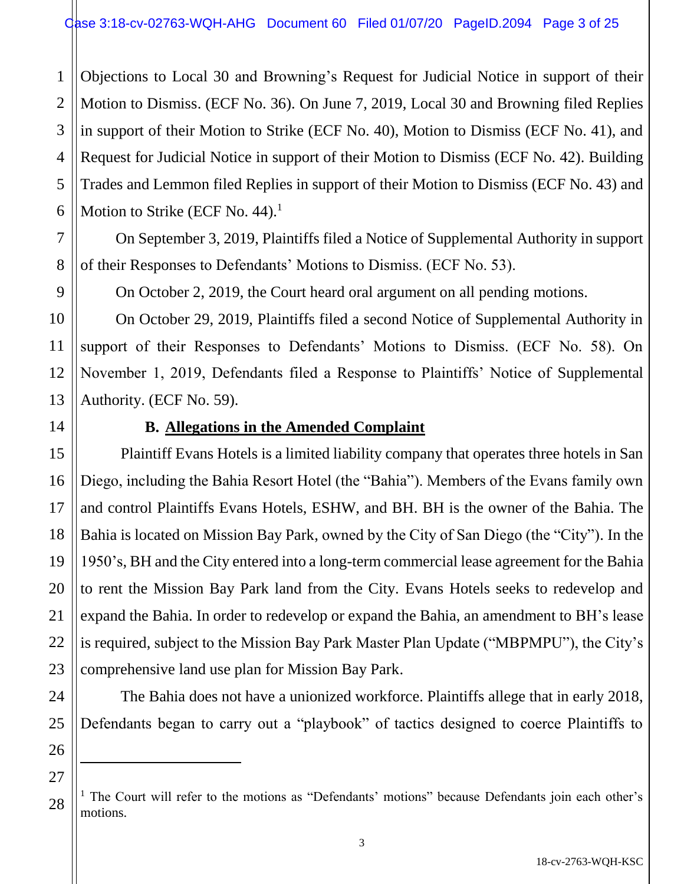Objections to Local 30 and Browning's Request for Judicial Notice in support of their Motion to Dismiss. (ECF No. 36). On June 7, 2019, Local 30 and Browning filed Replies in support of their Motion to Strike (ECF No. 40), Motion to Dismiss (ECF No. 41), and Request for Judicial Notice in support of their Motion to Dismiss (ECF No. 42). Building Trades and Lemmon filed Replies in support of their Motion to Dismiss (ECF No. 43) and Motion to Strike (ECF No. 44).[1]

On September 3, 2019, Plaintiffs filed a Notice of Supplemental Authority in support of their Responses to Defendants' Motions to Dismiss. (ECF No. 53).

On October 2, 2019, the Court heard oral argument on all pending motions.

On October 29, 2019, Plaintiffs filed a second Notice of Supplemental Authority in support of their Responses to Defendants' Motions to Dismiss. (ECF No. 58). On November 1, 2019, Defendants filed a Response to Plaintiffs' Notice of Supplemental Authority. (ECF No. 59).

### B. Allegations in the Amended Complaint

Plaintiff Evans Hotels is a limited liability company that operates three hotels in San Diego, including the Bahia Resort Hotel (the "Bahia"). Members of the Evans family own and control Plaintiffs Evans Hotels, ESHW, and BH. BH is the owner of the Bahia. The Bahia is located on Mission Bay Park, owned by the City of San Diego (the "City"). In the 1950's, BH and the City entered into a long-term commercial lease agreement for the Bahia to rent the Mission Bay Park land from the City. Evans Hotels seeks to redevelop and expand the Bahia. In order to redevelop or expand the Bahia, an amendment to BH's lease is required, subject to the Mission Bay Park Master Plan Update ("MBPMPU"), the City's comprehensive land use plan for Mission Bay Park.

The Bahia does not have a unionized workforce. Plaintiffs allege that in early 2018, Defendants began to carry out a "playbook" of tactics designed to coerce Plaintiffs to

---

[1] The Court will refer to the motions as "Defendants' motions" because Defendants join each other's motions.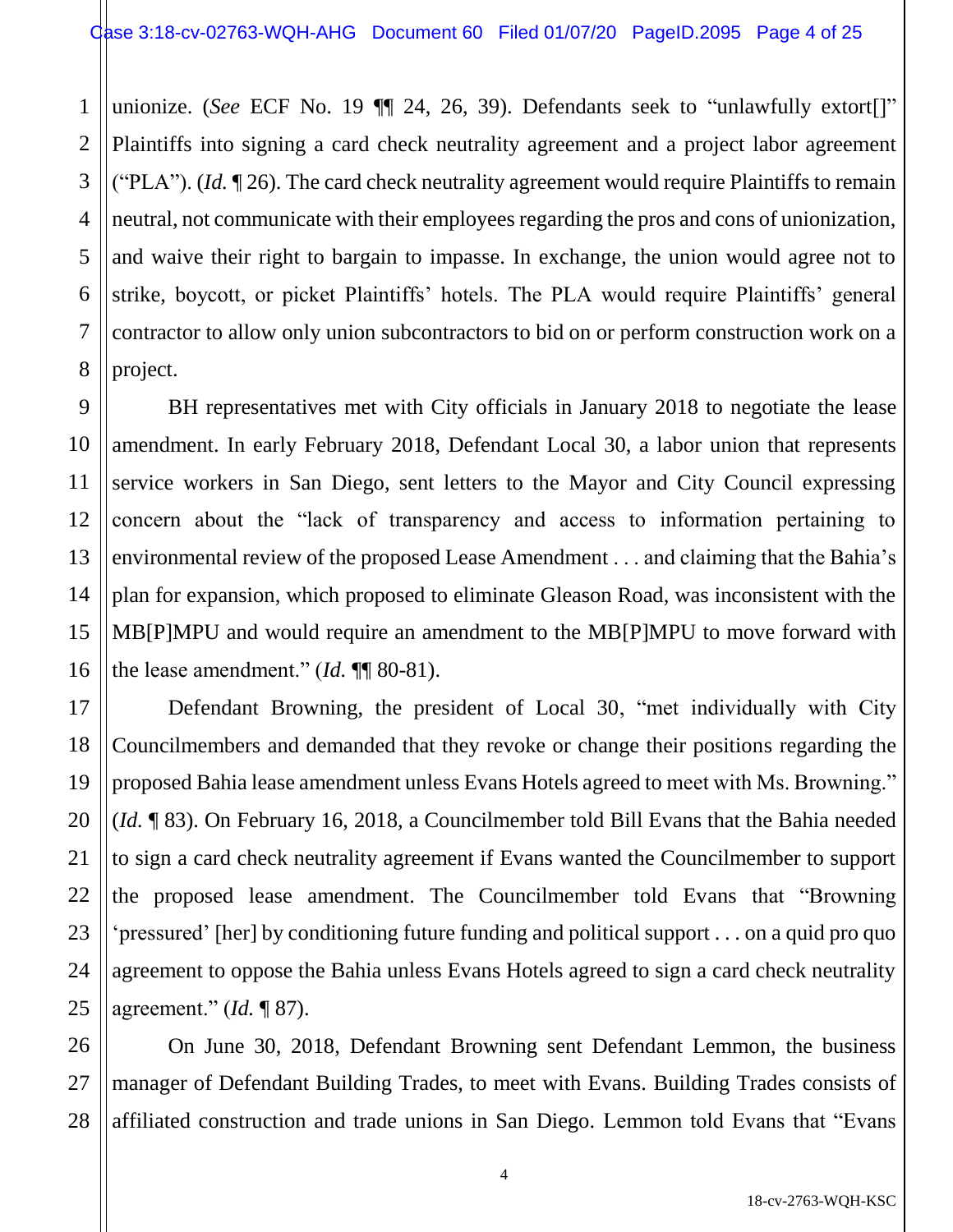unionize. (*See* ECF No. 19 ¶¶ 24, 26, 39). Defendants seek to "unlawfully extort[]" Plaintiffs into signing a card check neutrality agreement and a project labor agreement ("PLA"). (*Id.* ¶ 26). The card check neutrality agreement would require Plaintiffs to remain neutral, not communicate with their employees regarding the pros and cons of unionization, and waive their right to bargain to impasse. In exchange, the union would agree not to strike, boycott, or picket Plaintiffs' hotels. The PLA would require Plaintiffs' general contractor to allow only union subcontractors to bid on or perform construction work on a project.

BH representatives met with City officials in January 2018 to negotiate the lease amendment. In early February 2018, Defendant Local 30, a labor union that represents service workers in San Diego, sent letters to the Mayor and City Council expressing concern about the "lack of transparency and access to information pertaining to environmental review of the proposed Lease Amendment . . . and claiming that the Bahia's plan for expansion, which proposed to eliminate Gleason Road, was inconsistent with the MB[P]MPU and would require an amendment to the MB[P]MPU to move forward with the lease amendment." (*Id.* ¶¶ 80-81).

Defendant Browning, the president of Local 30, "met individually with City Councilmembers and demanded that they revoke or change their positions regarding the proposed Bahia lease amendment unless Evans Hotels agreed to meet with Ms. Browning." (*Id.* ¶ 83). On February 16, 2018, a Councilmember told Bill Evans that the Bahia needed to sign a card check neutrality agreement if Evans wanted the Councilmember to support the proposed lease amendment. The Councilmember told Evans that "Browning 'pressured' [her] by conditioning future funding and political support . . . on a quid pro quo agreement to oppose the Bahia unless Evans Hotels agreed to sign a card check neutrality agreement." (*Id.* ¶ 87).

On June 30, 2018, Defendant Browning sent Defendant Lemmon, the business manager of Defendant Building Trades, to meet with Evans. Building Trades consists of affiliated construction and trade unions in San Diego. Lemmon told Evans that "Evans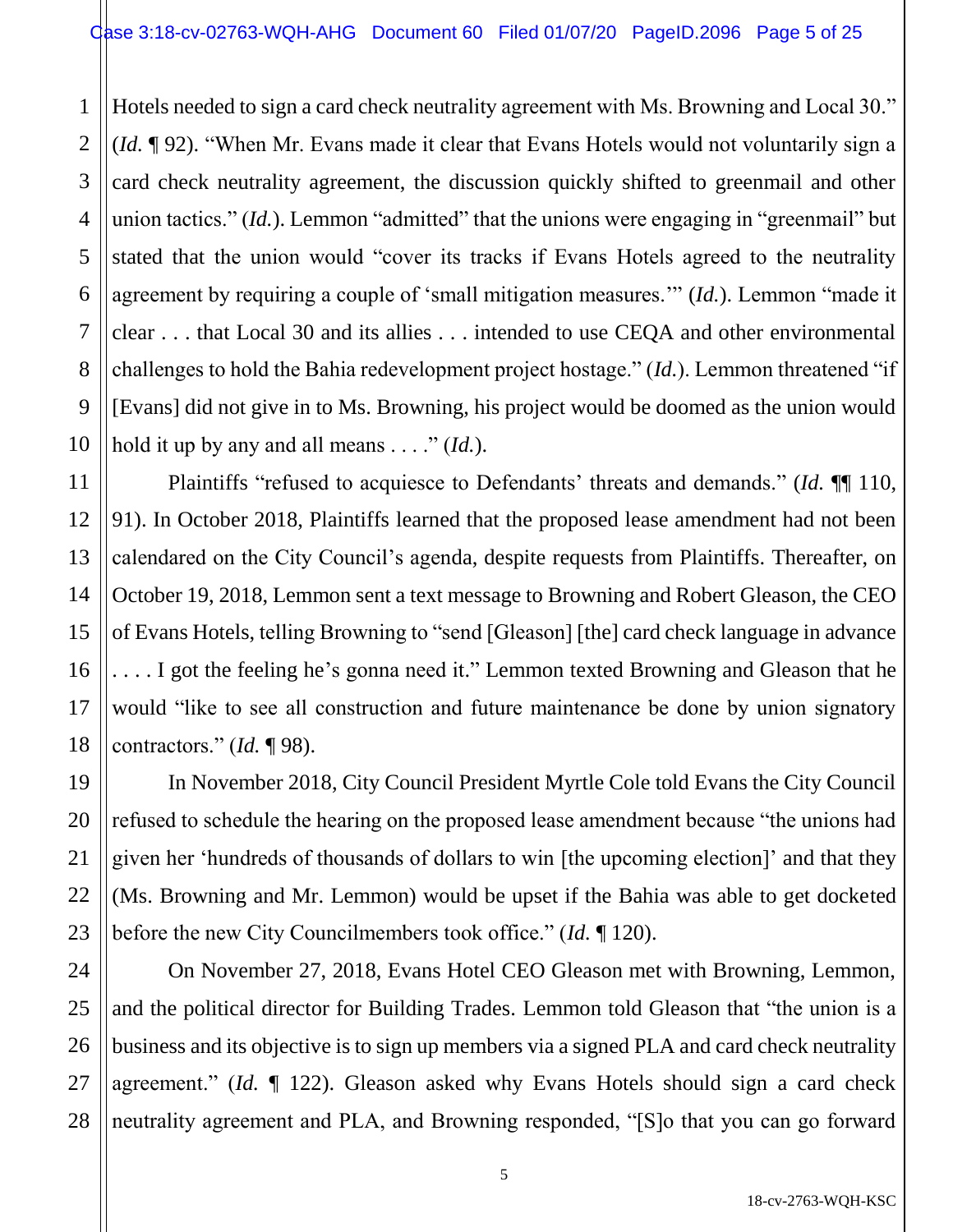Hotels needed to sign a card check neutrality agreement with Ms. Browning and Local 30." (*Id.* ¶ 92). "When Mr. Evans made it clear that Evans Hotels would not voluntarily sign a card check neutrality agreement, the discussion quickly shifted to greenmail and other union tactics." (*Id.*). Lemmon "admitted" that the unions were engaging in "greenmail" but stated that the union would "cover its tracks if Evans Hotels agreed to the neutrality agreement by requiring a couple of 'small mitigation measures.'" (*Id.*). Lemmon "made it clear . . . that Local 30 and its allies . . . intended to use CEQA and other environmental challenges to hold the Bahia redevelopment project hostage." (*Id.*). Lemmon threatened "if [Evans] did not give in to Ms. Browning, his project would be doomed as the union would hold it up by any and all means . . . ." (*Id.*).

Plaintiffs "refused to acquiesce to Defendants' threats and demands." (*Id.* ¶¶ 110, 91). In October 2018, Plaintiffs learned that the proposed lease amendment had not been calendared on the City Council's agenda, despite requests from Plaintiffs. Thereafter, on October 19, 2018, Lemmon sent a text message to Browning and Robert Gleason, the CEO of Evans Hotels, telling Browning to "send [Gleason] [the] card check language in advance . . . . I got the feeling he's gonna need it." Lemmon texted Browning and Gleason that he would "like to see all construction and future maintenance be done by union signatory contractors." (*Id.* ¶ 98).

In November 2018, City Council President Myrtle Cole told Evans the City Council refused to schedule the hearing on the proposed lease amendment because "the unions had given her 'hundreds of thousands of dollars to win [the upcoming election]' and that they (Ms. Browning and Mr. Lemmon) would be upset if the Bahia was able to get docketed before the new City Councilmembers took office." (*Id.* ¶ 120).

On November 27, 2018, Evans Hotel CEO Gleason met with Browning, Lemmon, and the political director for Building Trades. Lemmon told Gleason that "the union is a business and its objective is to sign up members via a signed PLA and card check neutrality agreement." (*Id.* ¶ 122). Gleason asked why Evans Hotels should sign a card check neutrality agreement and PLA, and Browning responded, "[S]o that you can go forward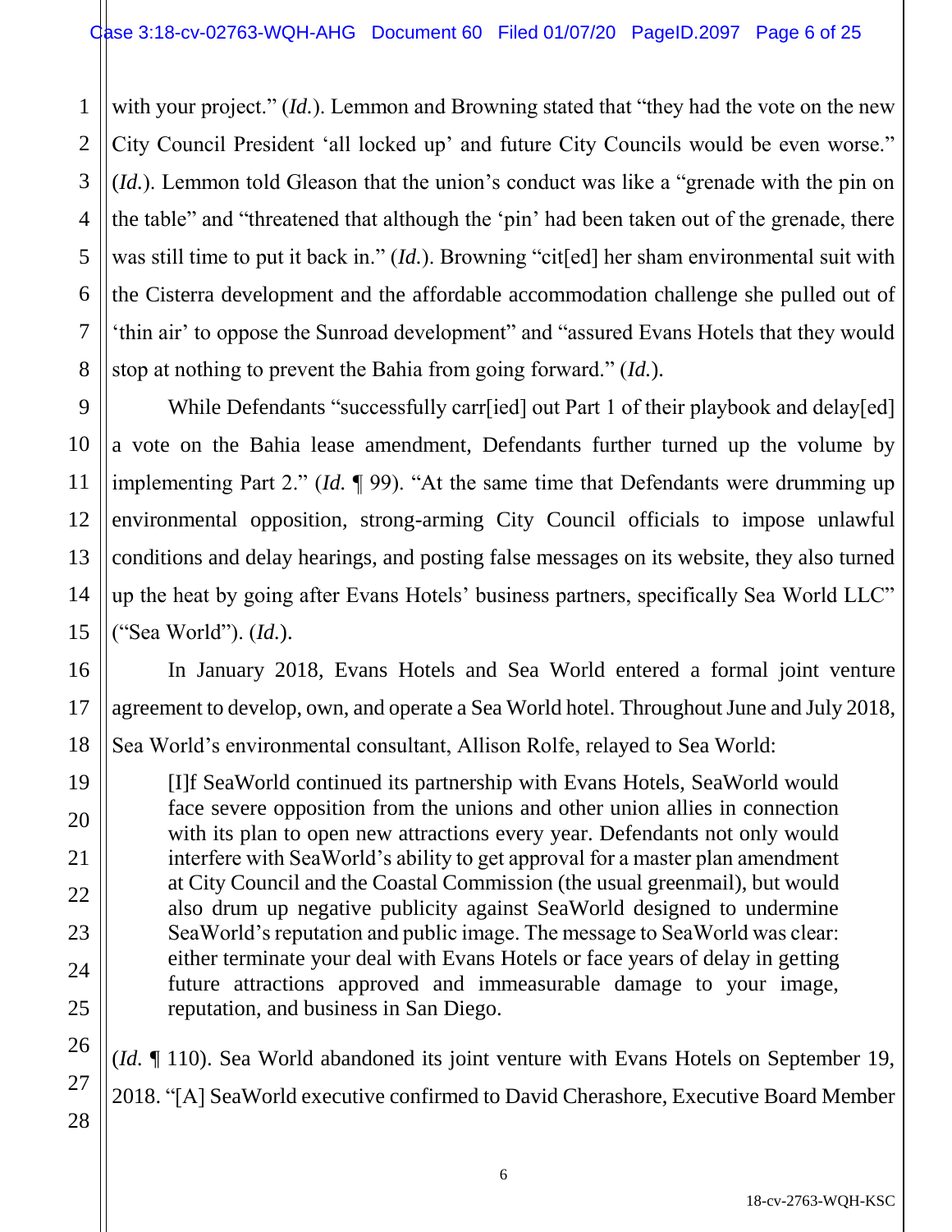with your project." (*Id.*). Lemmon and Browning stated that "they had the vote on the new City Council President 'all locked up' and future City Councils would be even worse." (*Id.*). Lemmon told Gleason that the union's conduct was like a "grenade with the pin on the table" and "threatened that although the 'pin' had been taken out of the grenade, there was still time to put it back in." (*Id.*). Browning "cit[ed] her sham environmental suit with the Cisterra development and the affordable accommodation challenge she pulled out of 'thin air' to oppose the Sunroad development" and "assured Evans Hotels that they would stop at nothing to prevent the Bahia from going forward." (*Id.*).

While Defendants "successfully carr[ied] out Part 1 of their playbook and delay[ed] a vote on the Bahia lease amendment, Defendants further turned up the volume by implementing Part 2." (*Id.* ¶ 99). "At the same time that Defendants were drumming up environmental opposition, strong-arming City Council officials to impose unlawful conditions and delay hearings, and posting false messages on its website, they also turned up the heat by going after Evans Hotels' business partners, specifically Sea World LLC" ("Sea World"). (*Id.*).

In January 2018, Evans Hotels and Sea World entered a formal joint venture agreement to develop, own, and operate a Sea World hotel. Throughout June and July 2018, Sea World's environmental consultant, Allison Rolfe, relayed to Sea World:

> [I]f SeaWorld continued its partnership with Evans Hotels, SeaWorld would face severe opposition from the unions and other union allies in connection with its plan to open new attractions every year. Defendants not only would interfere with SeaWorld's ability to get approval for a master plan amendment at City Council and the Coastal Commission (the usual greenmail), but would also drum up negative publicity against SeaWorld designed to undermine SeaWorld's reputation and public image. The message to SeaWorld was clear: either terminate your deal with Evans Hotels or face years of delay in getting future attractions approved and immeasurable damage to your image, reputation, and business in San Diego.

(*Id.* ¶ 110). Sea World abandoned its joint venture with Evans Hotels on September 19, 2018. "[A] SeaWorld executive confirmed to David Cherashore, Executive Board Member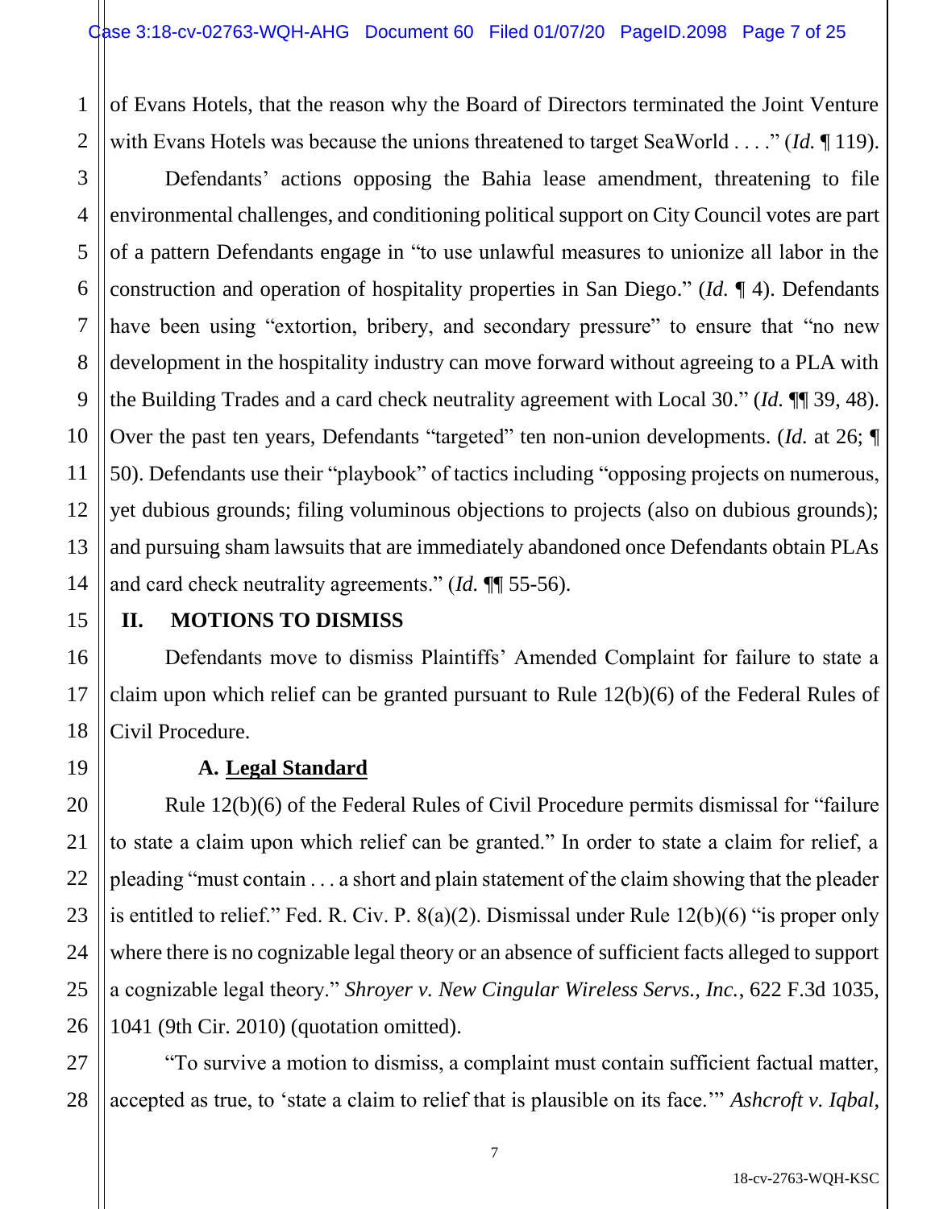of Evans Hotels, that the reason why the Board of Directors terminated the Joint Venture with Evans Hotels was because the unions threatened to target SeaWorld . . . ." (*Id.* ¶ 119).

Defendants' actions opposing the Bahia lease amendment, threatening to file environmental challenges, and conditioning political support on City Council votes are part of a pattern Defendants engage in "to use unlawful measures to unionize all labor in the construction and operation of hospitality properties in San Diego." (*Id.* ¶ 4). Defendants have been using "extortion, bribery, and secondary pressure" to ensure that "no new development in the hospitality industry can move forward without agreeing to a PLA with the Building Trades and a card check neutrality agreement with Local 30." (*Id.* ¶¶ 39, 48). Over the past ten years, Defendants "targeted" ten non-union developments. (*Id.* at 26; ¶ 50). Defendants use their "playbook" of tactics including "opposing projects on numerous, yet dubious grounds; filing voluminous objections to projects (also on dubious grounds); and pursuing sham lawsuits that are immediately abandoned once Defendants obtain PLAs and card check neutrality agreements." (*Id.* ¶¶ 55-56).

## II. MOTIONS TO DISMISS

Defendants move to dismiss Plaintiffs' Amended Complaint for failure to state a claim upon which relief can be granted pursuant to Rule 12(b)(6) of the Federal Rules of Civil Procedure.

### A. Legal Standard

Rule 12(b)(6) of the Federal Rules of Civil Procedure permits dismissal for "failure to state a claim upon which relief can be granted." In order to state a claim for relief, a pleading "must contain . . . a short and plain statement of the claim showing that the pleader is entitled to relief." Fed. R. Civ. P. 8(a)(2). Dismissal under Rule 12(b)(6) "is proper only where there is no cognizable legal theory or an absence of sufficient facts alleged to support a cognizable legal theory." *Shroyer v. New Cingular Wireless Servs., Inc.*, 622 F.3d 1035, 1041 (9th Cir. 2010) (quotation omitted).

"To survive a motion to dismiss, a complaint must contain sufficient factual matter, accepted as true, to 'state a claim to relief that is plausible on its face.'" *Ashcroft v. Iqbal,*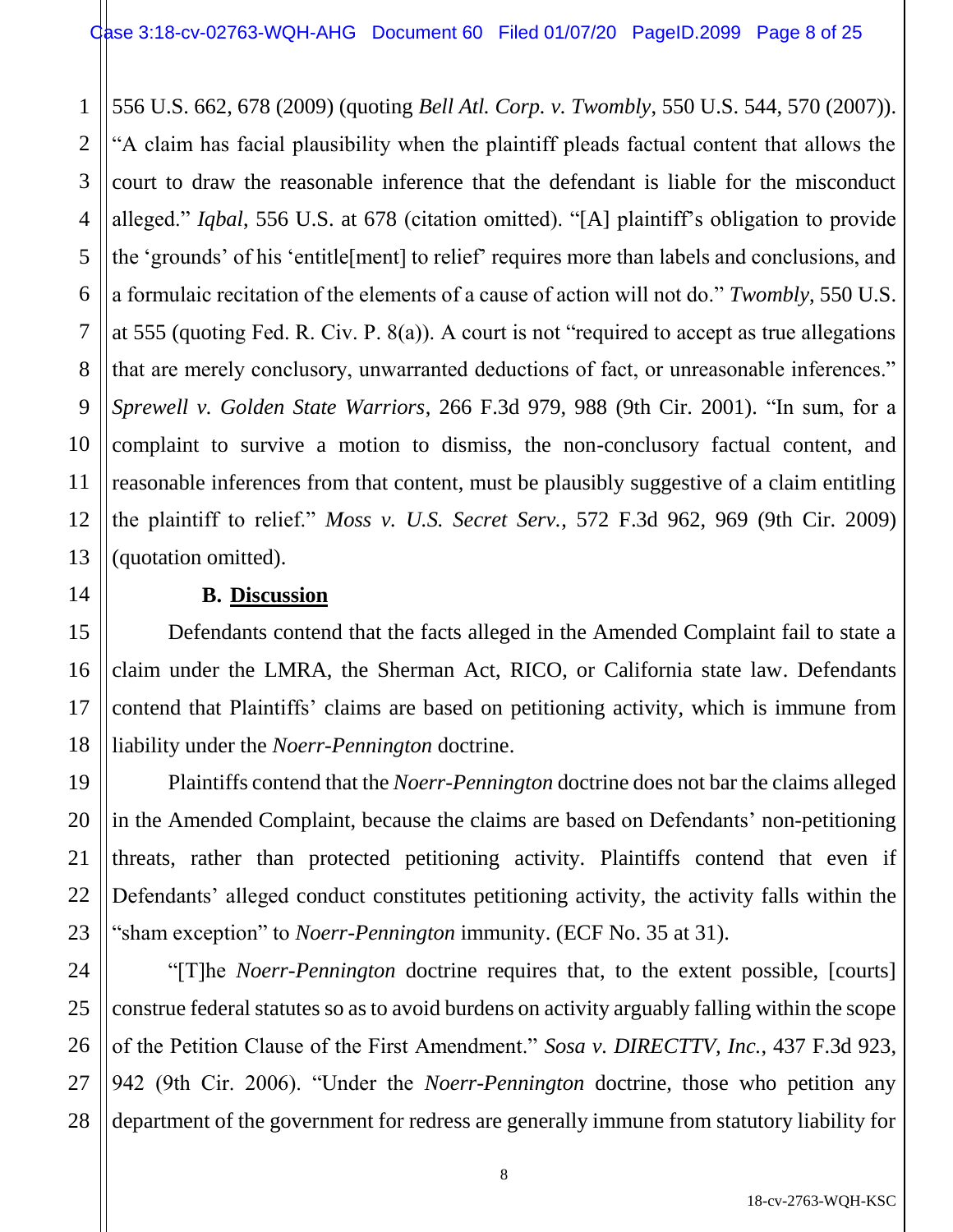556 U.S. 662, 678 (2009) (quoting *Bell Atl. Corp. v. Twombly*, 550 U.S. 544, 570 (2007)). "A claim has facial plausibility when the plaintiff pleads factual content that allows the court to draw the reasonable inference that the defendant is liable for the misconduct alleged." *Iqbal*, 556 U.S. at 678 (citation omitted). "[A] plaintiff's obligation to provide the 'grounds' of his 'entitle[ment] to relief' requires more than labels and conclusions, and a formulaic recitation of the elements of a cause of action will not do." *Twombly*, 550 U.S. at 555 (quoting Fed. R. Civ. P. 8(a)). A court is not "required to accept as true allegations that are merely conclusory, unwarranted deductions of fact, or unreasonable inferences." *Sprewell v. Golden State Warriors*, 266 F.3d 979, 988 (9th Cir. 2001). "In sum, for a complaint to survive a motion to dismiss, the non-conclusory factual content, and reasonable inferences from that content, must be plausibly suggestive of a claim entitling the plaintiff to relief." *Moss v. U.S. Secret Serv.*, 572 F.3d 962, 969 (9th Cir. 2009) (quotation omitted).

### B. Discussion

Defendants contend that the facts alleged in the Amended Complaint fail to state a claim under the LMRA, the Sherman Act, RICO, or California state law. Defendants contend that Plaintiffs' claims are based on petitioning activity, which is immune from liability under the *Noerr-Pennington* doctrine.

Plaintiffs contend that the *Noerr-Pennington* doctrine does not bar the claims alleged in the Amended Complaint, because the claims are based on Defendants' non-petitioning threats, rather than protected petitioning activity. Plaintiffs contend that even if Defendants' alleged conduct constitutes petitioning activity, the activity falls within the "sham exception" to *Noerr-Pennington* immunity. (ECF No. 35 at 31).

"[T]he *Noerr-Pennington* doctrine requires that, to the extent possible, [courts] construe federal statutes so as to avoid burdens on activity arguably falling within the scope of the Petition Clause of the First Amendment." *Sosa v. DIRECTTV, Inc.*, 437 F.3d 923, 942 (9th Cir. 2006). "Under the *Noerr-Pennington* doctrine, those who petition any department of the government for redress are generally immune from statutory liability for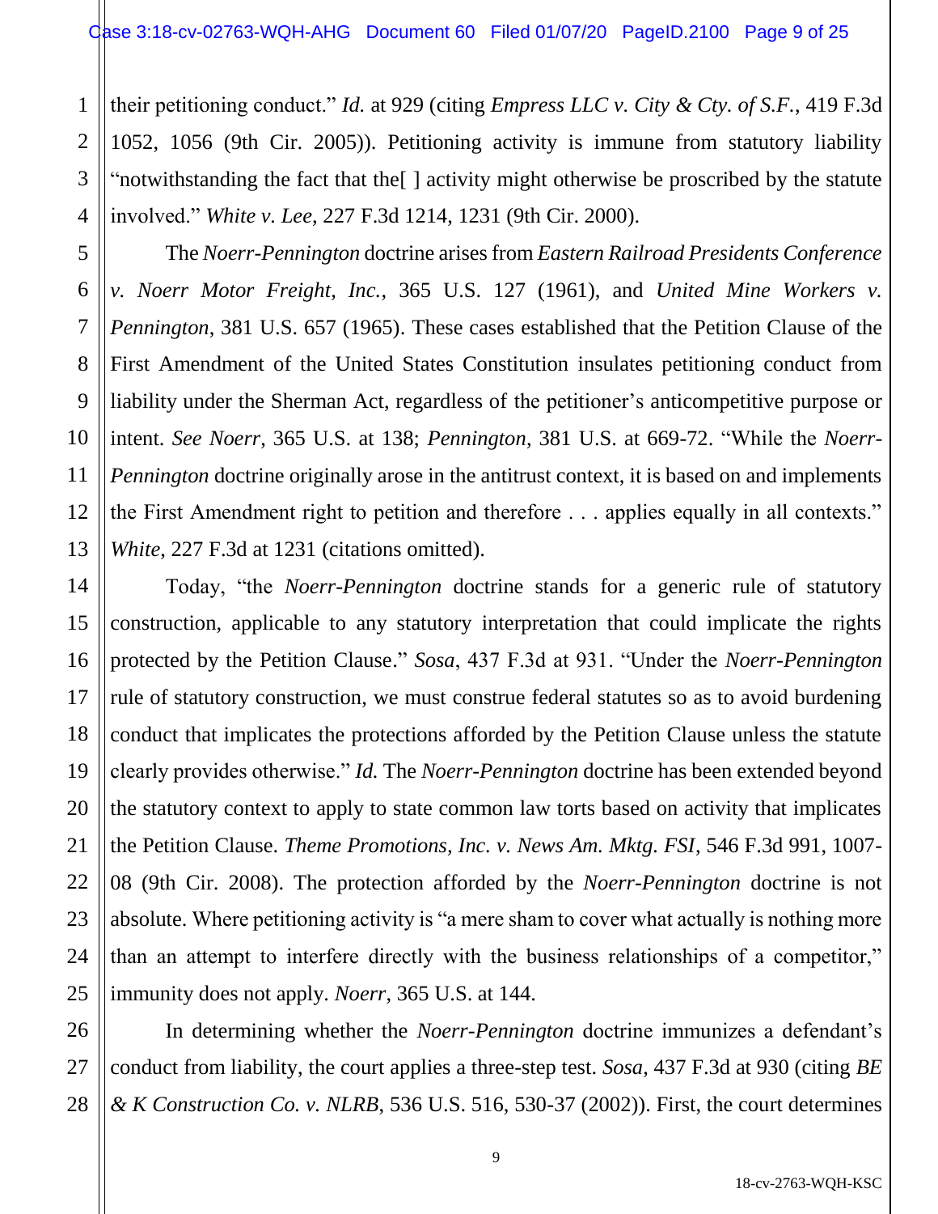their petitioning conduct." *Id.* at 929 (citing *Empress LLC v. City & Cty. of S.F.*, 419 F.3d 1052, 1056 (9th Cir. 2005)). Petitioning activity is immune from statutory liability "notwithstanding the fact that the[ ] activity might otherwise be proscribed by the statute involved." *White v. Lee*, 227 F.3d 1214, 1231 (9th Cir. 2000).

The *Noerr-Pennington* doctrine arises from *Eastern Railroad Presidents Conference v. Noerr Motor Freight, Inc.*, 365 U.S. 127 (1961), and *United Mine Workers v. Pennington*, 381 U.S. 657 (1965). These cases established that the Petition Clause of the First Amendment of the United States Constitution insulates petitioning conduct from liability under the Sherman Act, regardless of the petitioner's anticompetitive purpose or intent. *See Noerr*, 365 U.S. at 138; *Pennington*, 381 U.S. at 669-72. "While the *Noerr-Pennington* doctrine originally arose in the antitrust context, it is based on and implements the First Amendment right to petition and therefore . . . applies equally in all contexts." *White*, 227 F.3d at 1231 (citations omitted).

Today, "the *Noerr-Pennington* doctrine stands for a generic rule of statutory construction, applicable to any statutory interpretation that could implicate the rights protected by the Petition Clause." *Sosa*, 437 F.3d at 931. "Under the *Noerr-Pennington* rule of statutory construction, we must construe federal statutes so as to avoid burdening conduct that implicates the protections afforded by the Petition Clause unless the statute clearly provides otherwise." *Id.* The *Noerr-Pennington* doctrine has been extended beyond the statutory context to apply to state common law torts based on activity that implicates the Petition Clause. *Theme Promotions, Inc. v. News Am. Mktg. FSI*, 546 F.3d 991, 1007-08 (9th Cir. 2008). The protection afforded by the *Noerr-Pennington* doctrine is not absolute. Where petitioning activity is "a mere sham to cover what actually is nothing more than an attempt to interfere directly with the business relationships of a competitor," immunity does not apply. *Noerr*, 365 U.S. at 144.

In determining whether the *Noerr-Pennington* doctrine immunizes a defendant's conduct from liability, the court applies a three-step test. *Sosa*, 437 F.3d at 930 (citing *BE & K Construction Co. v. NLRB*, 536 U.S. 516, 530-37 (2002)). First, the court determines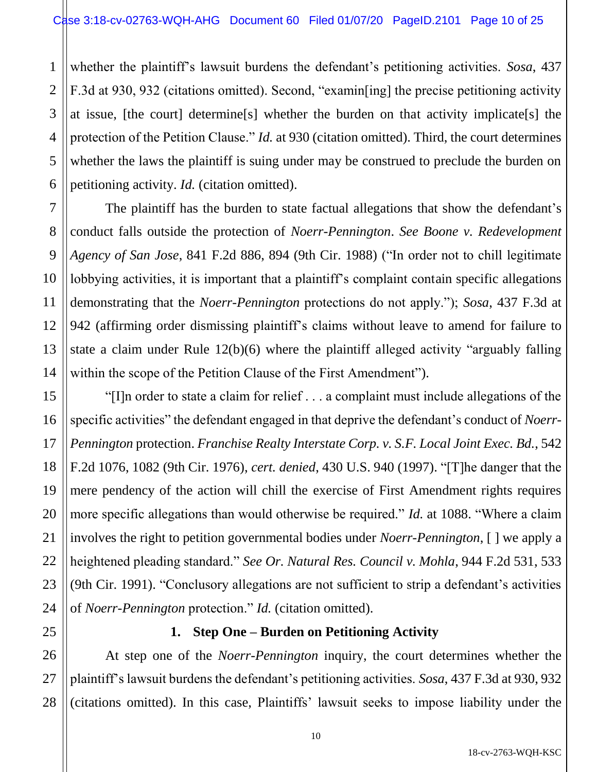whether the plaintiff's lawsuit burdens the defendant's petitioning activities. *Sosa*, 437 F.3d at 930, 932 (citations omitted). Second, "examin[ing] the precise petitioning activity at issue, [the court] determine[s] whether the burden on that activity implicate[s] the protection of the Petition Clause." *Id.* at 930 (citation omitted). Third, the court determines whether the laws the plaintiff is suing under may be construed to preclude the burden on petitioning activity. *Id.* (citation omitted).

The plaintiff has the burden to state factual allegations that show the defendant's conduct falls outside the protection of *Noerr-Pennington*. *See Boone v. Redevelopment Agency of San Jose*, 841 F.2d 886, 894 (9th Cir. 1988) ("In order not to chill legitimate lobbying activities, it is important that a plaintiff's complaint contain specific allegations demonstrating that the *Noerr-Pennington* protections do not apply."); *Sosa*, 437 F.3d at 942 (affirming order dismissing plaintiff's claims without leave to amend for failure to state a claim under Rule 12(b)(6) where the plaintiff alleged activity "arguably falling within the scope of the Petition Clause of the First Amendment").

"[I]n order to state a claim for relief . . . a complaint must include allegations of the specific activities" the defendant engaged in that deprive the defendant's conduct of *Noerr-Pennington* protection. *Franchise Realty Interstate Corp. v. S.F. Local Joint Exec. Bd.*, 542 F.2d 1076, 1082 (9th Cir. 1976), *cert. denied*, 430 U.S. 940 (1997). "[T]he danger that the mere pendency of the action will chill the exercise of First Amendment rights requires more specific allegations than would otherwise be required." *Id.* at 1088. "Where a claim involves the right to petition governmental bodies under *Noerr-Pennington*, [ ] we apply a heightened pleading standard." *See Or. Natural Res. Council v. Mohla*, 944 F.2d 531, 533 (9th Cir. 1991). "Conclusory allegations are not sufficient to strip a defendant's activities of *Noerr-Pennington* protection." *Id.* (citation omitted).

### 1. Step One – Burden on Petitioning Activity

At step one of the *Noerr-Pennington* inquiry, the court determines whether the plaintiff's lawsuit burdens the defendant's petitioning activities. *Sosa*, 437 F.3d at 930, 932 (citations omitted). In this case, Plaintiffs' lawsuit seeks to impose liability under the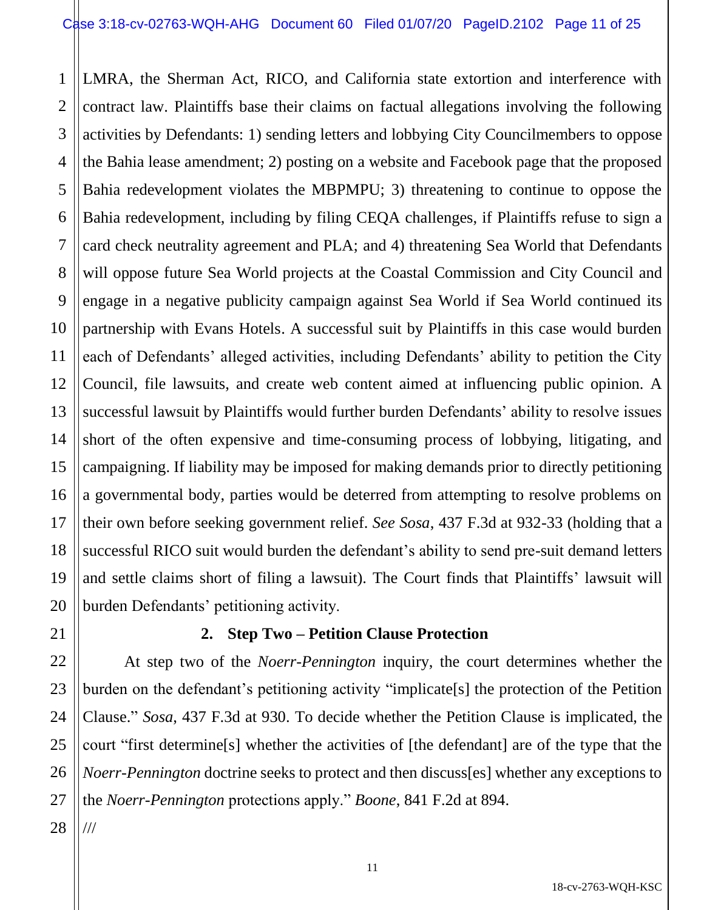LMRA, the Sherman Act, RICO, and California state extortion and interference with contract law. Plaintiffs base their claims on factual allegations involving the following activities by Defendants: 1) sending letters and lobbying City Councilmembers to oppose the Bahia lease amendment; 2) posting on a website and Facebook page that the proposed Bahia redevelopment violates the MBPMPU; 3) threatening to continue to oppose the Bahia redevelopment, including by filing CEQA challenges, if Plaintiffs refuse to sign a card check neutrality agreement and PLA; and 4) threatening Sea World that Defendants will oppose future Sea World projects at the Coastal Commission and City Council and engage in a negative publicity campaign against Sea World if Sea World continued its partnership with Evans Hotels. A successful suit by Plaintiffs in this case would burden each of Defendants' alleged activities, including Defendants' ability to petition the City Council, file lawsuits, and create web content aimed at influencing public opinion. A successful lawsuit by Plaintiffs would further burden Defendants' ability to resolve issues short of the often expensive and time-consuming process of lobbying, litigating, and campaigning. If liability may be imposed for making demands prior to directly petitioning a governmental body, parties would be deterred from attempting to resolve problems on their own before seeking government relief. *See Sosa*, 437 F.3d at 932-33 (holding that a successful RICO suit would burden the defendant's ability to send pre-suit demand letters and settle claims short of filing a lawsuit). The Court finds that Plaintiffs' lawsuit will burden Defendants' petitioning activity.

### 2. Step Two – Petition Clause Protection

At step two of the *Noerr-Pennington* inquiry, the court determines whether the burden on the defendant's petitioning activity "implicate[s] the protection of the Petition Clause." *Sosa*, 437 F.3d at 930. To decide whether the Petition Clause is implicated, the court "first determine[s] whether the activities of [the defendant] are of the type that the *Noerr-Pennington* doctrine seeks to protect and then discuss[es] whether any exceptions to the *Noerr-Pennington* protections apply." *Boone*, 841 F.2d at 894.

///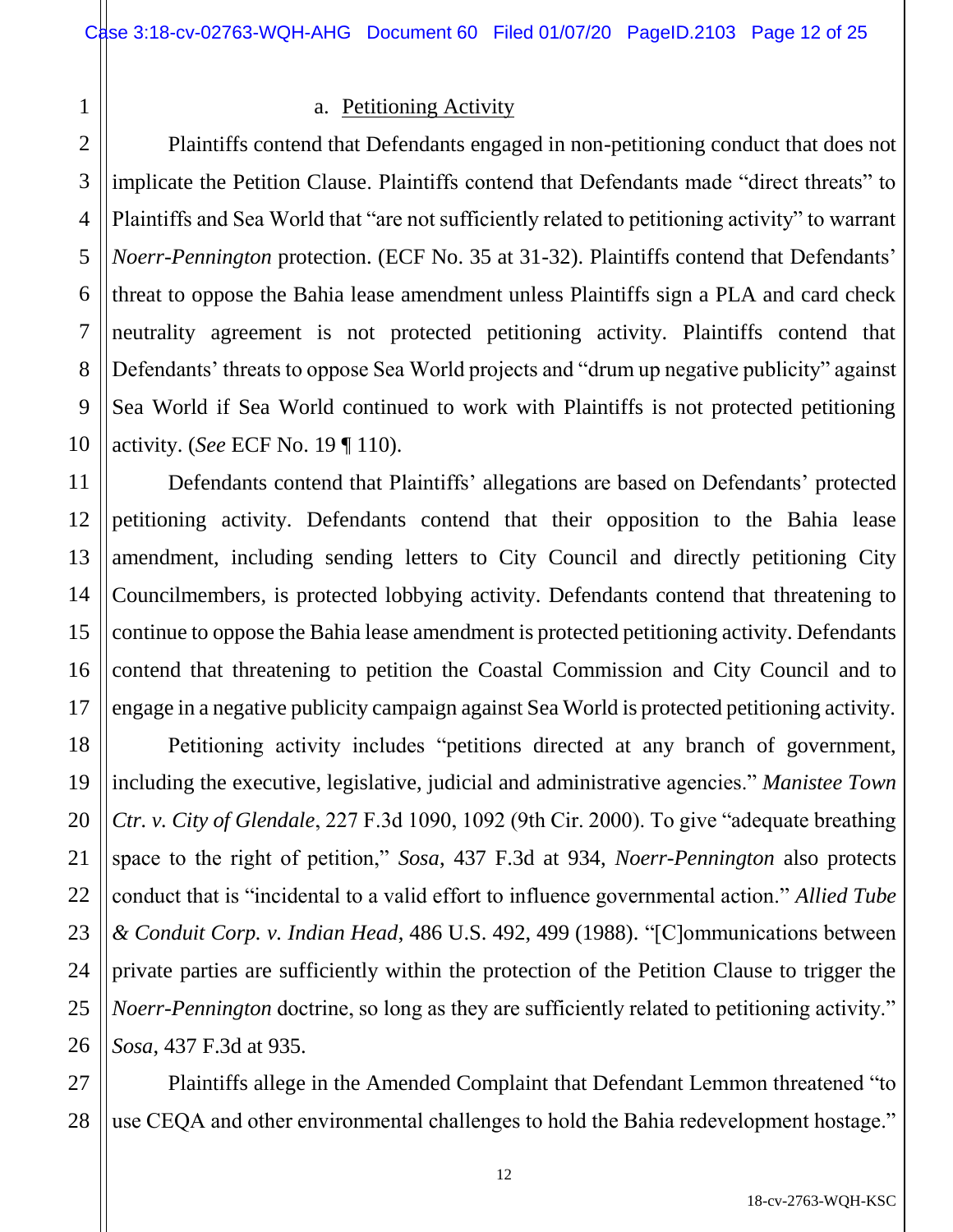a. Petitioning Activity

Plaintiffs contend that Defendants engaged in non-petitioning conduct that does not implicate the Petition Clause. Plaintiffs contend that Defendants made "direct threats" to Plaintiffs and Sea World that "are not sufficiently related to petitioning activity" to warrant *Noerr-Pennington* protection. (ECF No. 35 at 31-32). Plaintiffs contend that Defendants' threat to oppose the Bahia lease amendment unless Plaintiffs sign a PLA and card check neutrality agreement is not protected petitioning activity. Plaintiffs contend that Defendants' threats to oppose Sea World projects and "drum up negative publicity" against Sea World if Sea World continued to work with Plaintiffs is not protected petitioning activity. (*See* ECF No. 19 ¶ 110).

Defendants contend that Plaintiffs' allegations are based on Defendants' protected petitioning activity. Defendants contend that their opposition to the Bahia lease amendment, including sending letters to City Council and directly petitioning City Councilmembers, is protected lobbying activity. Defendants contend that threatening to continue to oppose the Bahia lease amendment is protected petitioning activity. Defendants contend that threatening to petition the Coastal Commission and City Council and to engage in a negative publicity campaign against Sea World is protected petitioning activity.

Petitioning activity includes "petitions directed at any branch of government, including the executive, legislative, judicial and administrative agencies." *Manistee Town Ctr. v. City of Glendale*, 227 F.3d 1090, 1092 (9th Cir. 2000). To give "adequate breathing space to the right of petition," *Sosa*, 437 F.3d at 934, *Noerr-Pennington* also protects conduct that is "incidental to a valid effort to influence governmental action." *Allied Tube & Conduit Corp. v. Indian Head*, 486 U.S. 492, 499 (1988). "[C]ommunications between private parties are sufficiently within the protection of the Petition Clause to trigger the *Noerr-Pennington* doctrine, so long as they are sufficiently related to petitioning activity." *Sosa*, 437 F.3d at 935.

Plaintiffs allege in the Amended Complaint that Defendant Lemmon threatened "to use CEQA and other environmental challenges to hold the Bahia redevelopment hostage."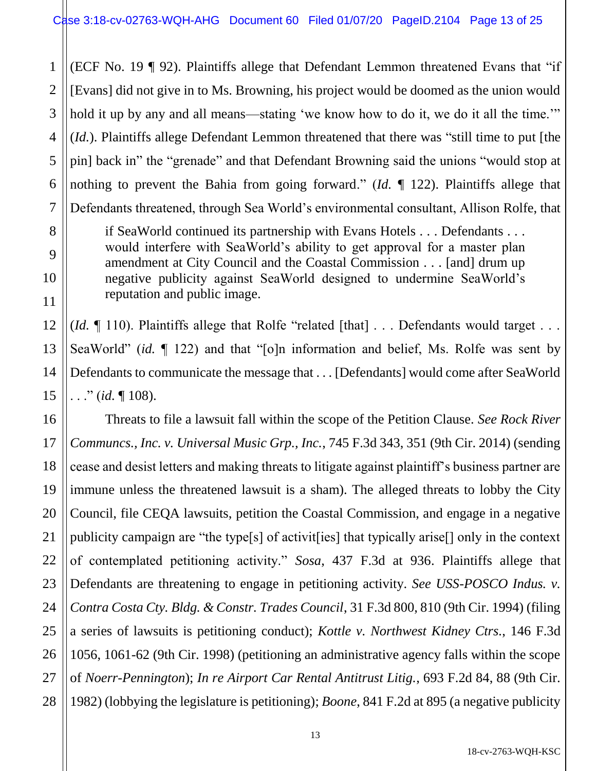(ECF No. 19 ¶ 92). Plaintiffs allege that Defendant Lemmon threatened Evans that "if [Evans] did not give in to Ms. Browning, his project would be doomed as the union would hold it up by any and all means—stating 'we know how to do it, we do it all the time.'" (*Id.*). Plaintiffs allege Defendant Lemmon threatened that there was "still time to put [the pin] back in" the "grenade" and that Defendant Browning said the unions "would stop at nothing to prevent the Bahia from going forward." (*Id.* ¶ 122). Plaintiffs allege that Defendants threatened, through Sea World's environmental consultant, Allison Rolfe, that

> if SeaWorld continued its partnership with Evans Hotels . . . Defendants . . . would interfere with SeaWorld's ability to get approval for a master plan amendment at City Council and the Coastal Commission . . . [and] drum up negative publicity against SeaWorld designed to undermine SeaWorld's reputation and public image.

(*Id.* ¶ 110). Plaintiffs allege that Rolfe "related [that] . . . Defendants would target . . . SeaWorld" (*id.* ¶ 122) and that "[o]n information and belief, Ms. Rolfe was sent by Defendants to communicate the message that . . . [Defendants] would come after SeaWorld . . ." (*id.* ¶ 108).

Threats to file a lawsuit fall within the scope of the Petition Clause. *See Rock River Communcs., Inc. v. Universal Music Grp., Inc.*, 745 F.3d 343, 351 (9th Cir. 2014) (sending cease and desist letters and making threats to litigate against plaintiff's business partner are immune unless the threatened lawsuit is a sham). The alleged threats to lobby the City Council, file CEQA lawsuits, petition the Coastal Commission, and engage in a negative publicity campaign are "the type[s] of activit[ies] that typically arise[] only in the context of contemplated petitioning activity." *Sosa*, 437 F.3d at 936. Plaintiffs allege that Defendants are threatening to engage in petitioning activity. *See USS-POSCO Indus. v. Contra Costa Cty. Bldg. & Constr. Trades Council*, 31 F.3d 800, 810 (9th Cir. 1994) (filing a series of lawsuits is petitioning conduct); *Kottle v. Northwest Kidney Ctrs.*, 146 F.3d 1056, 1061-62 (9th Cir. 1998) (petitioning an administrative agency falls within the scope of *Noerr-Pennington*); *In re Airport Car Rental Antitrust Litig.*, 693 F.2d 84, 88 (9th Cir. 1982) (lobbying the legislature is petitioning); *Boone*, 841 F.2d at 895 (a negative publicity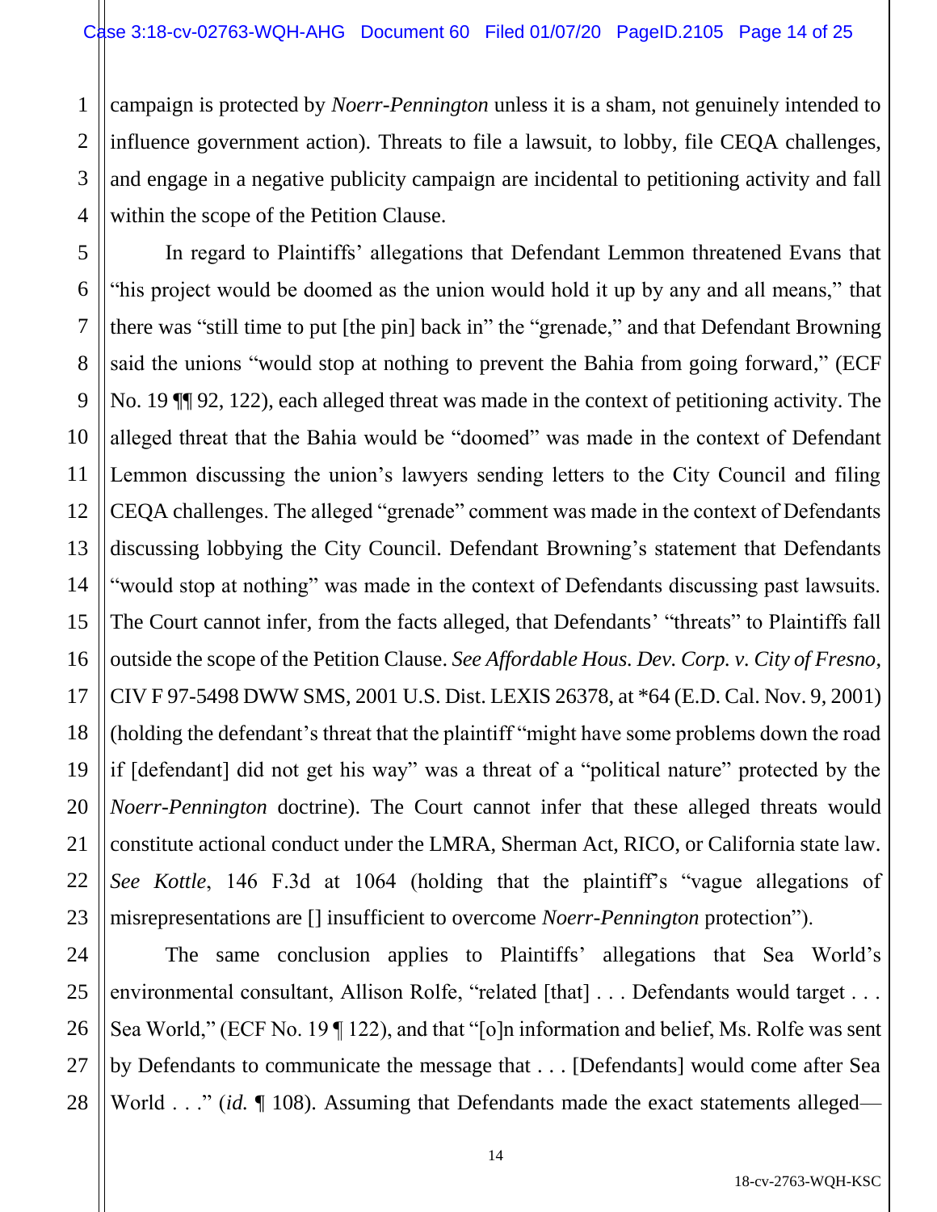campaign is protected by *Noerr-Pennington* unless it is a sham, not genuinely intended to influence government action). Threats to file a lawsuit, to lobby, file CEQA challenges, and engage in a negative publicity campaign are incidental to petitioning activity and fall within the scope of the Petition Clause.

In regard to Plaintiffs' allegations that Defendant Lemmon threatened Evans that "his project would be doomed as the union would hold it up by any and all means," that there was "still time to put [the pin] back in" the "grenade," and that Defendant Browning said the unions "would stop at nothing to prevent the Bahia from going forward," (ECF No. 19 ¶¶ 92, 122), each alleged threat was made in the context of petitioning activity. The alleged threat that the Bahia would be "doomed" was made in the context of Defendant Lemmon discussing the union's lawyers sending letters to the City Council and filing CEQA challenges. The alleged "grenade" comment was made in the context of Defendants discussing lobbying the City Council. Defendant Browning's statement that Defendants "would stop at nothing" was made in the context of Defendants discussing past lawsuits. The Court cannot infer, from the facts alleged, that Defendants' "threats" to Plaintiffs fall outside the scope of the Petition Clause. *See Affordable Hous. Dev. Corp. v. City of Fresno*, CIV F 97-5498 DWW SMS, 2001 U.S. Dist. LEXIS 26378, at *64 (E.D. Cal. Nov. 9, 2001) (holding the defendant's threat that the plaintiff "might have some problems down the road if [defendant] did not get his way" was a threat of a "political nature" protected by the *Noerr-Pennington* doctrine). The Court cannot infer that these alleged threats would constitute actional conduct under the LMRA, Sherman Act, RICO, or California state law. *See Kottle*, 146 F.3d at 1064 (holding that the plaintiff's "vague allegations of misrepresentations are [] insufficient to overcome *Noerr-Pennington* protection").

The same conclusion applies to Plaintiffs' allegations that Sea World's environmental consultant, Allison Rolfe, "related [that] . . . Defendants would target . . . Sea World," (ECF No. 19 ¶ 122), and that "[o]n information and belief, Ms. Rolfe was sent by Defendants to communicate the message that . . . [Defendants] would come after Sea World . . ." (*id.* ¶ 108). Assuming that Defendants made the exact statements alleged—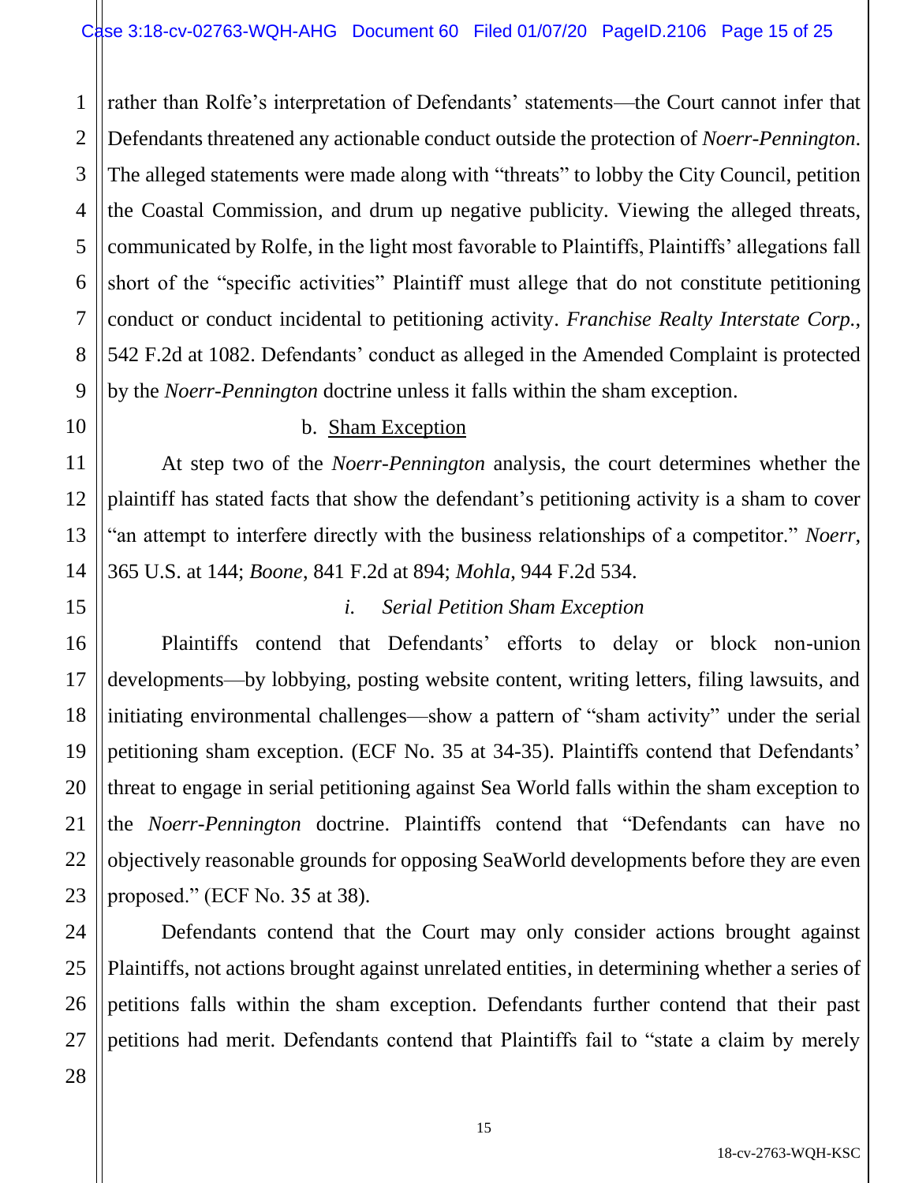rather than Rolfe's interpretation of Defendants' statements—the Court cannot infer that Defendants threatened any actionable conduct outside the protection of *Noerr-Pennington*. The alleged statements were made along with "threats" to lobby the City Council, petition the Coastal Commission, and drum up negative publicity. Viewing the alleged threats, communicated by Rolfe, in the light most favorable to Plaintiffs, Plaintiffs' allegations fall short of the "specific activities" Plaintiff must allege that do not constitute petitioning conduct or conduct incidental to petitioning activity. *Franchise Realty Interstate Corp.*, 542 F.2d at 1082. Defendants' conduct as alleged in the Amended Complaint is protected by the *Noerr-Pennington* doctrine unless it falls within the sham exception.

b. Sham Exception

At step two of the *Noerr-Pennington* analysis, the court determines whether the plaintiff has stated facts that show the defendant's petitioning activity is a sham to cover "an attempt to interfere directly with the business relationships of a competitor." *Noerr*, 365 U.S. at 144; *Boone*, 841 F.2d at 894; *Mohla*, 944 F.2d 534.

*i. Serial Petition Sham Exception*

Plaintiffs contend that Defendants' efforts to delay or block non-union developments—by lobbying, posting website content, writing letters, filing lawsuits, and initiating environmental challenges—show a pattern of "sham activity" under the serial petitioning sham exception. (ECF No. 35 at 34-35). Plaintiffs contend that Defendants' threat to engage in serial petitioning against Sea World falls within the sham exception to the *Noerr-Pennington* doctrine. Plaintiffs contend that "Defendants can have no objectively reasonable grounds for opposing SeaWorld developments before they are even proposed." (ECF No. 35 at 38).

Defendants contend that the Court may only consider actions brought against Plaintiffs, not actions brought against unrelated entities, in determining whether a series of petitions falls within the sham exception. Defendants further contend that their past petitions had merit. Defendants contend that Plaintiffs fail to "state a claim by merely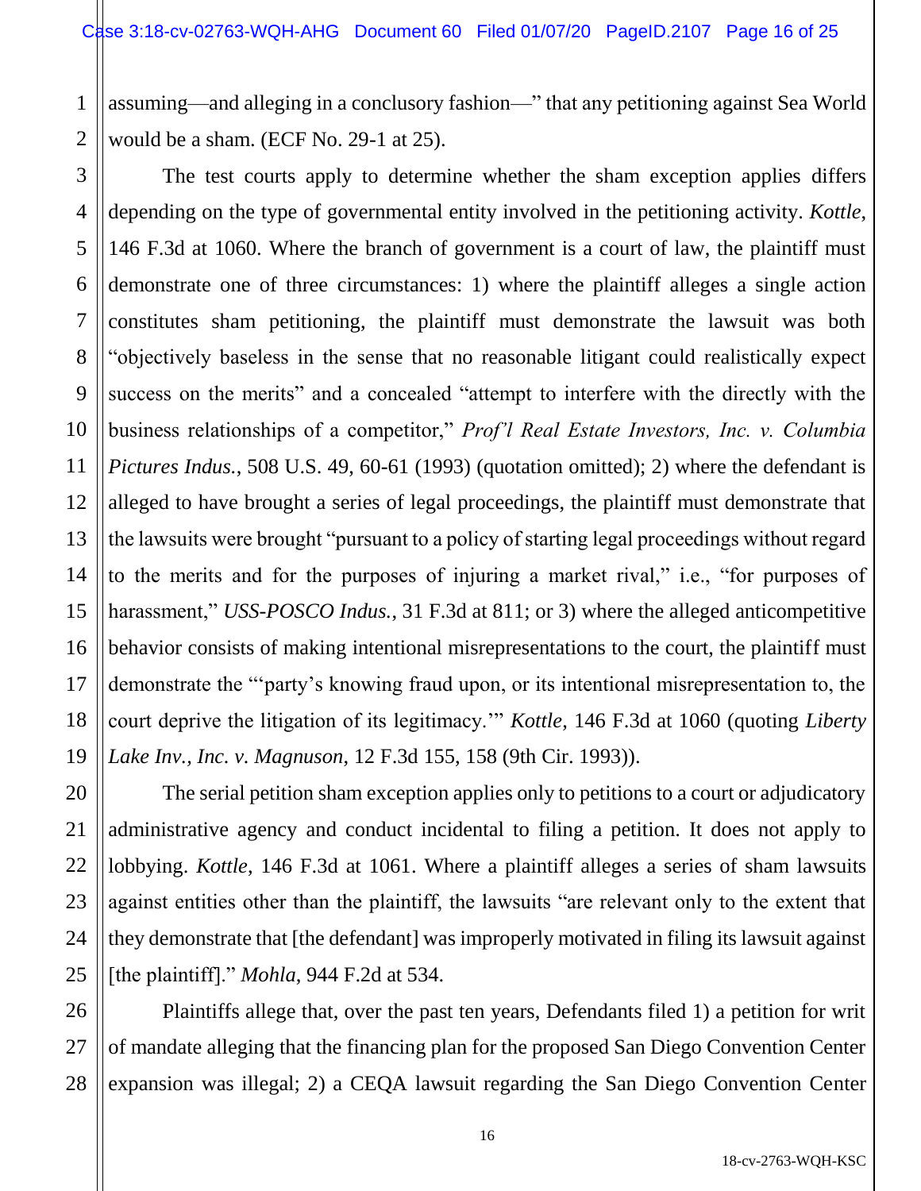assuming—and alleging in a conclusory fashion—" that any petitioning against Sea World would be a sham. (ECF No. 29-1 at 25).

The test courts apply to determine whether the sham exception applies differs depending on the type of governmental entity involved in the petitioning activity. *Kottle*, 146 F.3d at 1060. Where the branch of government is a court of law, the plaintiff must demonstrate one of three circumstances: 1) where the plaintiff alleges a single action constitutes sham petitioning, the plaintiff must demonstrate the lawsuit was both "objectively baseless in the sense that no reasonable litigant could realistically expect success on the merits" and a concealed "attempt to interfere with the directly with the business relationships of a competitor," *Prof'l Real Estate Investors, Inc. v. Columbia Pictures Indus.*, 508 U.S. 49, 60-61 (1993) (quotation omitted); 2) where the defendant is alleged to have brought a series of legal proceedings, the plaintiff must demonstrate that the lawsuits were brought "pursuant to a policy of starting legal proceedings without regard to the merits and for the purposes of injuring a market rival," i.e., "for purposes of harassment," *USS-POSCO Indus.*, 31 F.3d at 811; or 3) where the alleged anticompetitive behavior consists of making intentional misrepresentations to the court, the plaintiff must demonstrate the "'party's knowing fraud upon, or its intentional misrepresentation to, the court deprive the litigation of its legitimacy.'" *Kottle*, 146 F.3d at 1060 (quoting *Liberty Lake Inv., Inc. v. Magnuson*, 12 F.3d 155, 158 (9th Cir. 1993)).

The serial petition sham exception applies only to petitions to a court or adjudicatory administrative agency and conduct incidental to filing a petition. It does not apply to lobbying. *Kottle*, 146 F.3d at 1061. Where a plaintiff alleges a series of sham lawsuits against entities other than the plaintiff, the lawsuits "are relevant only to the extent that they demonstrate that [the defendant] was improperly motivated in filing its lawsuit against [the plaintiff]." *Mohla*, 944 F.2d at 534.

Plaintiffs allege that, over the past ten years, Defendants filed 1) a petition for writ of mandate alleging that the financing plan for the proposed San Diego Convention Center expansion was illegal; 2) a CEQA lawsuit regarding the San Diego Convention Center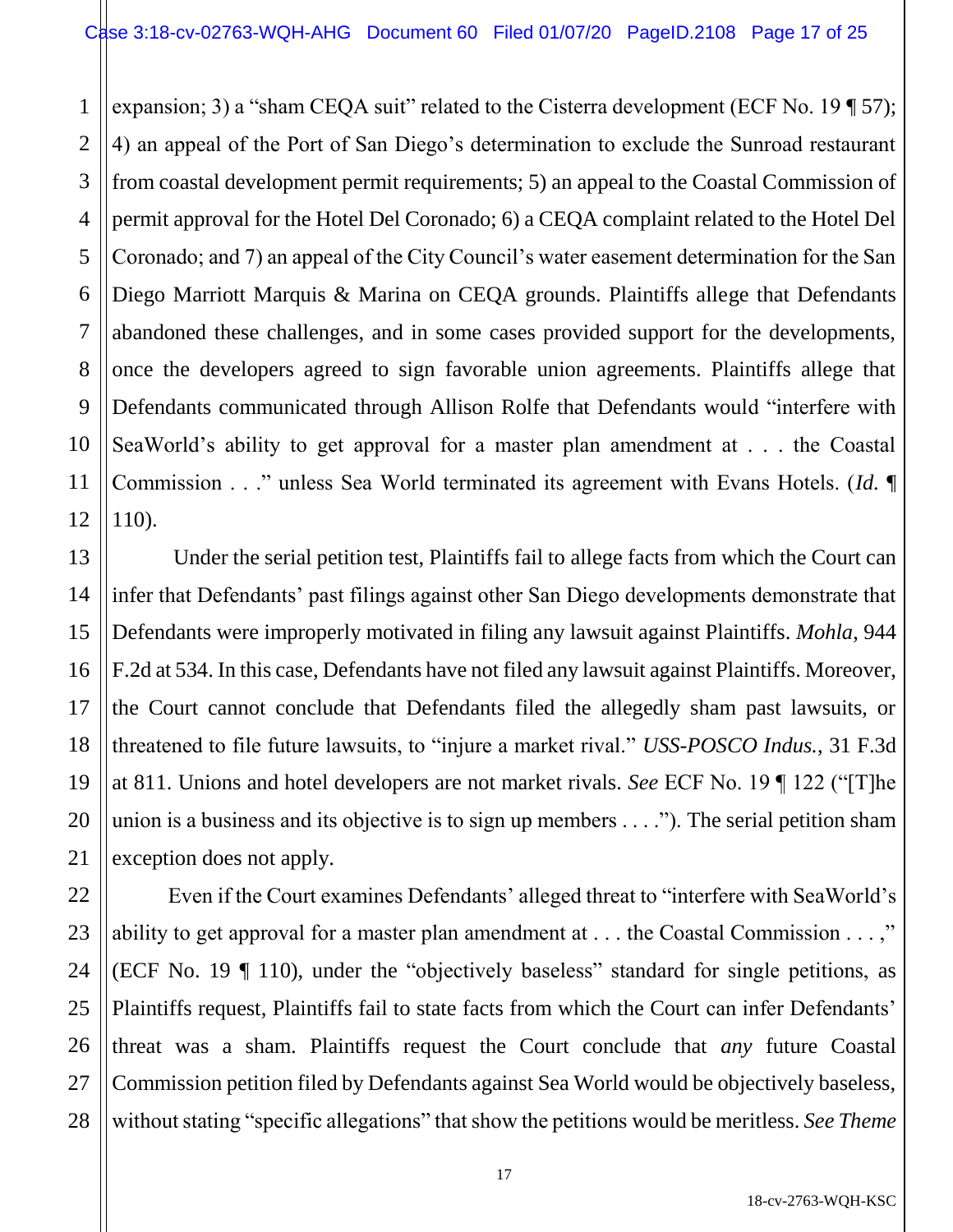expansion; 3) a "sham CEQA suit" related to the Cisterra development (ECF No. 19 ¶ 57); 4) an appeal of the Port of San Diego's determination to exclude the Sunroad restaurant from coastal development permit requirements; 5) an appeal to the Coastal Commission of permit approval for the Hotel Del Coronado; 6) a CEQA complaint related to the Hotel Del Coronado; and 7) an appeal of the City Council's water easement determination for the San Diego Marriott Marquis & Marina on CEQA grounds. Plaintiffs allege that Defendants abandoned these challenges, and in some cases provided support for the developments, once the developers agreed to sign favorable union agreements. Plaintiffs allege that Defendants communicated through Allison Rolfe that Defendants would "interfere with SeaWorld's ability to get approval for a master plan amendment at . . . the Coastal Commission . . ." unless Sea World terminated its agreement with Evans Hotels. (*Id.* ¶ 110).

Under the serial petition test, Plaintiffs fail to allege facts from which the Court can infer that Defendants' past filings against other San Diego developments demonstrate that Defendants were improperly motivated in filing any lawsuit against Plaintiffs. *Mohla*, 944 F.2d at 534. In this case, Defendants have not filed any lawsuit against Plaintiffs. Moreover, the Court cannot conclude that Defendants filed the allegedly sham past lawsuits, or threatened to file future lawsuits, to "injure a market rival." *USS-POSCO Indus.*, 31 F.3d at 811. Unions and hotel developers are not market rivals. *See* ECF No. 19 ¶ 122 ("[T]he union is a business and its objective is to sign up members . . . ."). The serial petition sham exception does not apply.

Even if the Court examines Defendants' alleged threat to "interfere with SeaWorld's ability to get approval for a master plan amendment at . . . the Coastal Commission . . . ," (ECF No. 19 ¶ 110), under the "objectively baseless" standard for single petitions, as Plaintiffs request, Plaintiffs fail to state facts from which the Court can infer Defendants' threat was a sham. Plaintiffs request the Court conclude that *any* future Coastal Commission petition filed by Defendants against Sea World would be objectively baseless, without stating "specific allegations" that show the petitions would be meritless. *See Theme*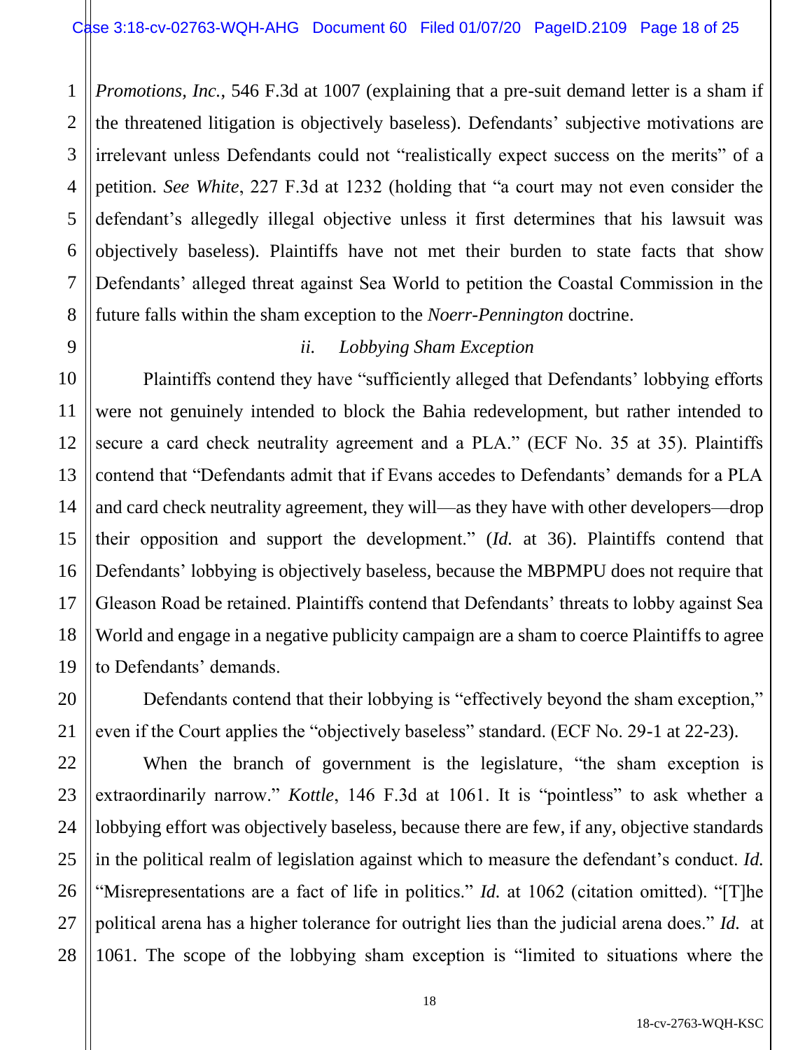*Promotions, Inc.*, 546 F.3d at 1007 (explaining that a pre-suit demand letter is a sham if the threatened litigation is objectively baseless). Defendants' subjective motivations are irrelevant unless Defendants could not "realistically expect success on the merits" of a petition. *See White*, 227 F.3d at 1232 (holding that "a court may not even consider the defendant's allegedly illegal objective unless it first determines that his lawsuit was objectively baseless). Plaintiffs have not met their burden to state facts that show Defendants' alleged threat against Sea World to petition the Coastal Commission in the future falls within the sham exception to the *Noerr-Pennington* doctrine.

*ii. Lobbying Sham Exception*

Plaintiffs contend they have "sufficiently alleged that Defendants' lobbying efforts were not genuinely intended to block the Bahia redevelopment, but rather intended to secure a card check neutrality agreement and a PLA." (ECF No. 35 at 35). Plaintiffs contend that "Defendants admit that if Evans accedes to Defendants' demands for a PLA and card check neutrality agreement, they will—as they have with other developers—drop their opposition and support the development." (*Id.* at 36). Plaintiffs contend that Defendants' lobbying is objectively baseless, because the MBPMPU does not require that Gleason Road be retained. Plaintiffs contend that Defendants' threats to lobby against Sea World and engage in a negative publicity campaign are a sham to coerce Plaintiffs to agree to Defendants' demands.

Defendants contend that their lobbying is "effectively beyond the sham exception," even if the Court applies the "objectively baseless" standard. (ECF No. 29-1 at 22-23).

When the branch of government is the legislature, "the sham exception is extraordinarily narrow." *Kottle*, 146 F.3d at 1061. It is "pointless" to ask whether a lobbying effort was objectively baseless, because there are few, if any, objective standards in the political realm of legislation against which to measure the defendant's conduct. *Id.* "Misrepresentations are a fact of life in politics." *Id.* at 1062 (citation omitted). "[T]he political arena has a higher tolerance for outright lies than the judicial arena does." *Id.* at 1061. The scope of the lobbying sham exception is "limited to situations where the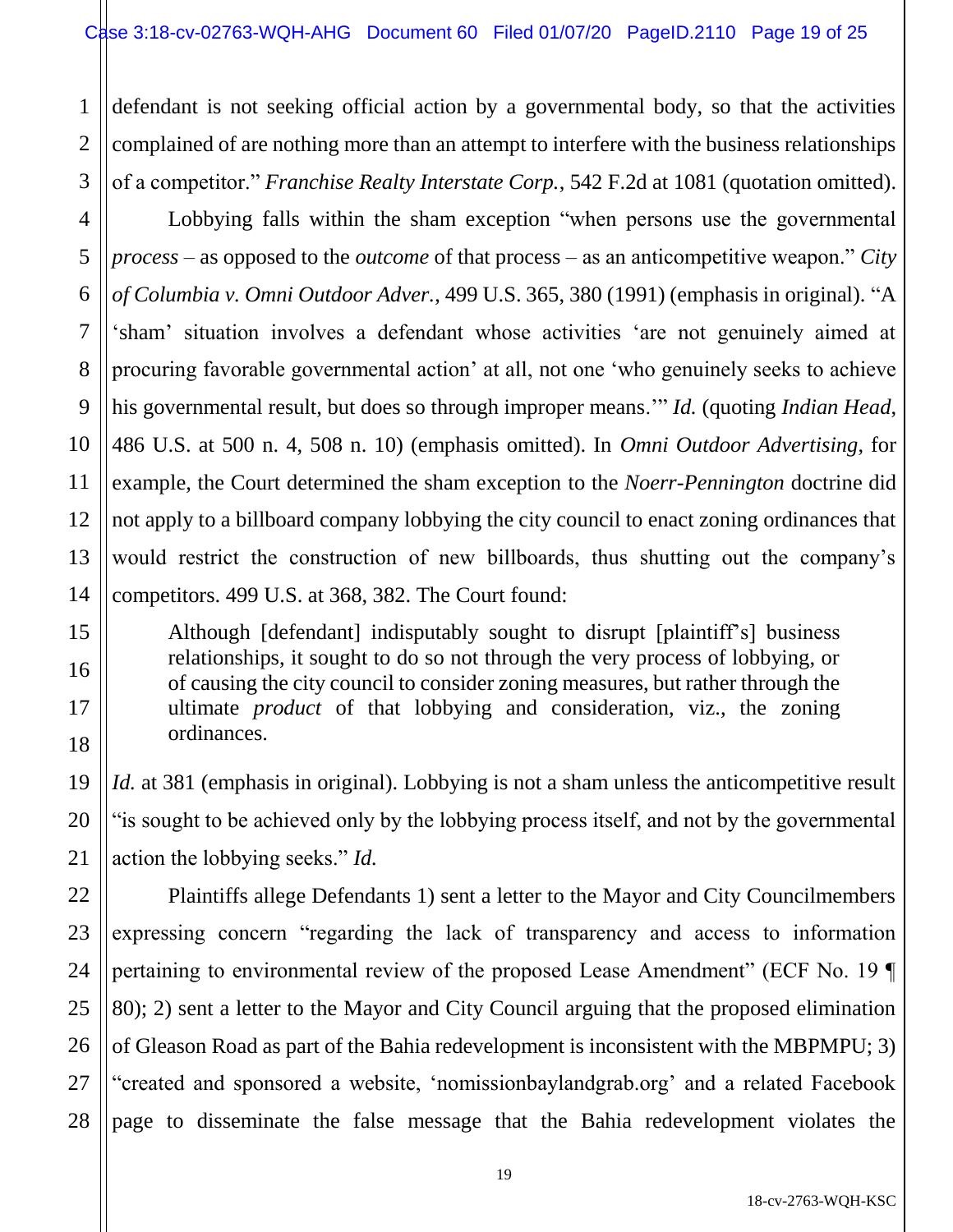defendant is not seeking official action by a governmental body, so that the activities complained of are nothing more than an attempt to interfere with the business relationships of a competitor." *Franchise Realty Interstate Corp.*, 542 F.2d at 1081 (quotation omitted).

Lobbying falls within the sham exception "when persons use the governmental *process* – as opposed to the *outcome* of that process – as an anticompetitive weapon." *City of Columbia v. Omni Outdoor Adver.*, 499 U.S. 365, 380 (1991) (emphasis in original). "A 'sham' situation involves a defendant whose activities 'are not genuinely aimed at procuring favorable governmental action' at all, not one 'who genuinely seeks to achieve his governmental result, but does so through improper means.'" *Id.* (quoting *Indian Head*, 486 U.S. at 500 n. 4, 508 n. 10) (emphasis omitted). In *Omni Outdoor Advertising*, for example, the Court determined the sham exception to the *Noerr-Pennington* doctrine did not apply to a billboard company lobbying the city council to enact zoning ordinances that would restrict the construction of new billboards, thus shutting out the company's competitors. 499 U.S. at 368, 382. The Court found:

> Although [defendant] indisputably sought to disrupt [plaintiff's] business relationships, it sought to do so not through the very process of lobbying, or of causing the city council to consider zoning measures, but rather through the ultimate *product* of that lobbying and consideration, viz., the zoning ordinances.

*Id.* at 381 (emphasis in original). Lobbying is not a sham unless the anticompetitive result "is sought to be achieved only by the lobbying process itself, and not by the governmental action the lobbying seeks." *Id.*

Plaintiffs allege Defendants 1) sent a letter to the Mayor and City Councilmembers expressing concern "regarding the lack of transparency and access to information pertaining to environmental review of the proposed Lease Amendment" (ECF No. 19 ¶ 80); 2) sent a letter to the Mayor and City Council arguing that the proposed elimination of Gleason Road as part of the Bahia redevelopment is inconsistent with the MBPMPU; 3) "created and sponsored a website, 'nomissionbaylandgrab.org' and a related Facebook page to disseminate the false message that the Bahia redevelopment violates the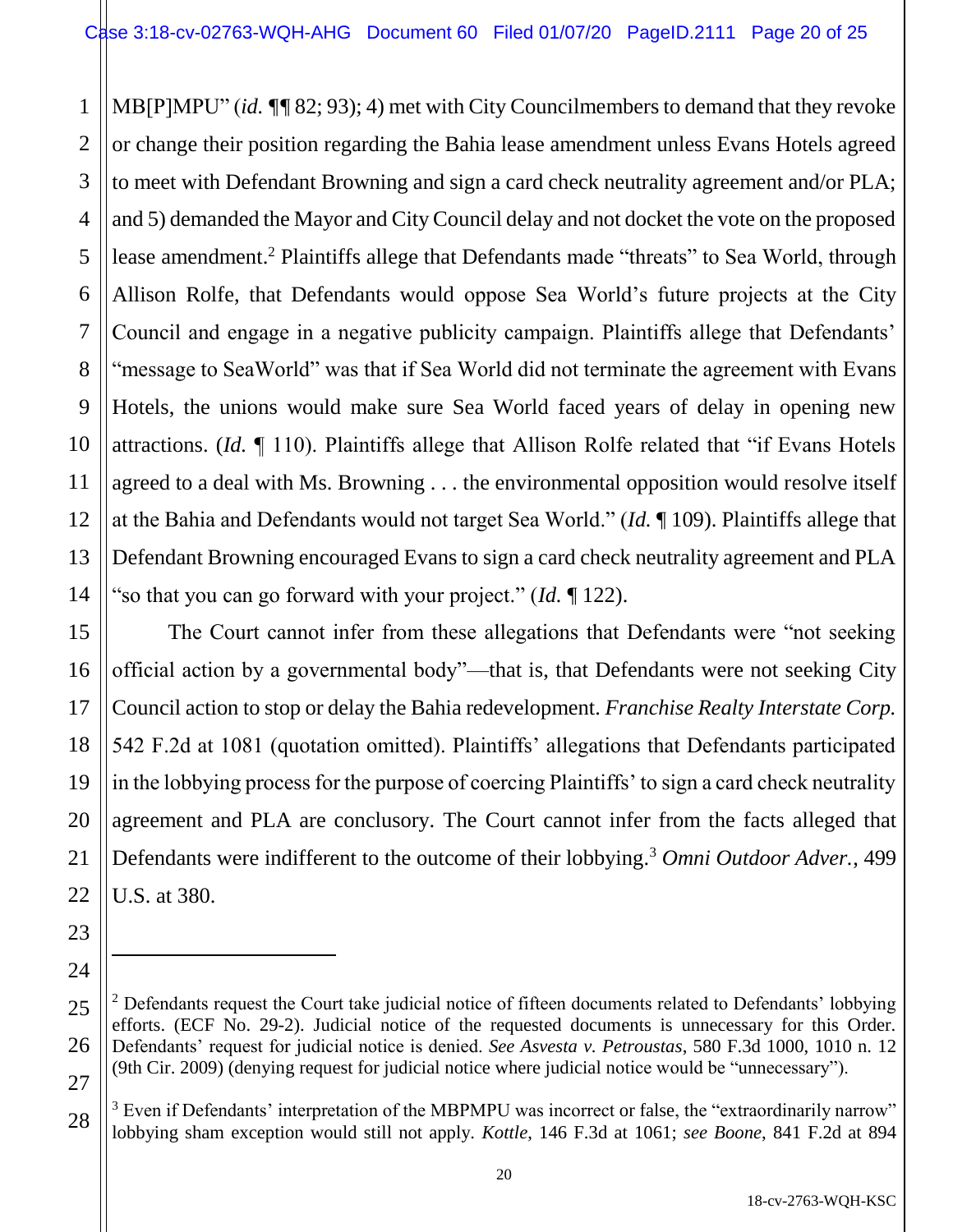MB[P]MPU" (*id.* ¶¶ 82; 93); 4) met with City Councilmembers to demand that they revoke or change their position regarding the Bahia lease amendment unless Evans Hotels agreed to meet with Defendant Browning and sign a card check neutrality agreement and/or PLA; and 5) demanded the Mayor and City Council delay and not docket the vote on the proposed lease amendment.[2] Plaintiffs allege that Defendants made "threats" to Sea World, through Allison Rolfe, that Defendants would oppose Sea World's future projects at the City Council and engage in a negative publicity campaign. Plaintiffs allege that Defendants' "message to SeaWorld" was that if Sea World did not terminate the agreement with Evans Hotels, the unions would make sure Sea World faced years of delay in opening new attractions. (*Id.* ¶ 110). Plaintiffs allege that Allison Rolfe related that "if Evans Hotels agreed to a deal with Ms. Browning . . . the environmental opposition would resolve itself at the Bahia and Defendants would not target Sea World." (*Id.* ¶ 109). Plaintiffs allege that Defendant Browning encouraged Evans to sign a card check neutrality agreement and PLA "so that you can go forward with your project." (*Id.* ¶ 122).

The Court cannot infer from these allegations that Defendants were "not seeking official action by a governmental body"—that is, that Defendants were not seeking City Council action to stop or delay the Bahia redevelopment. *Franchise Realty Interstate Corp.* 542 F.2d at 1081 (quotation omitted). Plaintiffs' allegations that Defendants participated in the lobbying process for the purpose of coercing Plaintiffs' to sign a card check neutrality agreement and PLA are conclusory. The Court cannot infer from the facts alleged that Defendants were indifferent to the outcome of their lobbying.[3] *Omni Outdoor Adver.*, 499 U.S. at 380.

---

[2] Defendants request the Court take judicial notice of fifteen documents related to Defendants' lobbying efforts. (ECF No. 29-2). Judicial notice of the requested documents is unnecessary for this Order. Defendants' request for judicial notice is denied. *See Asvesta v. Petroustas*, 580 F.3d 1000, 1010 n. 12 (9th Cir. 2009) (denying request for judicial notice where judicial notice would be "unnecessary").

[3] Even if Defendants' interpretation of the MBPMPU was incorrect or false, the "extraordinarily narrow" lobbying sham exception would still not apply. *Kottle*, 146 F.3d at 1061; *see Boone*, 841 F.2d at 894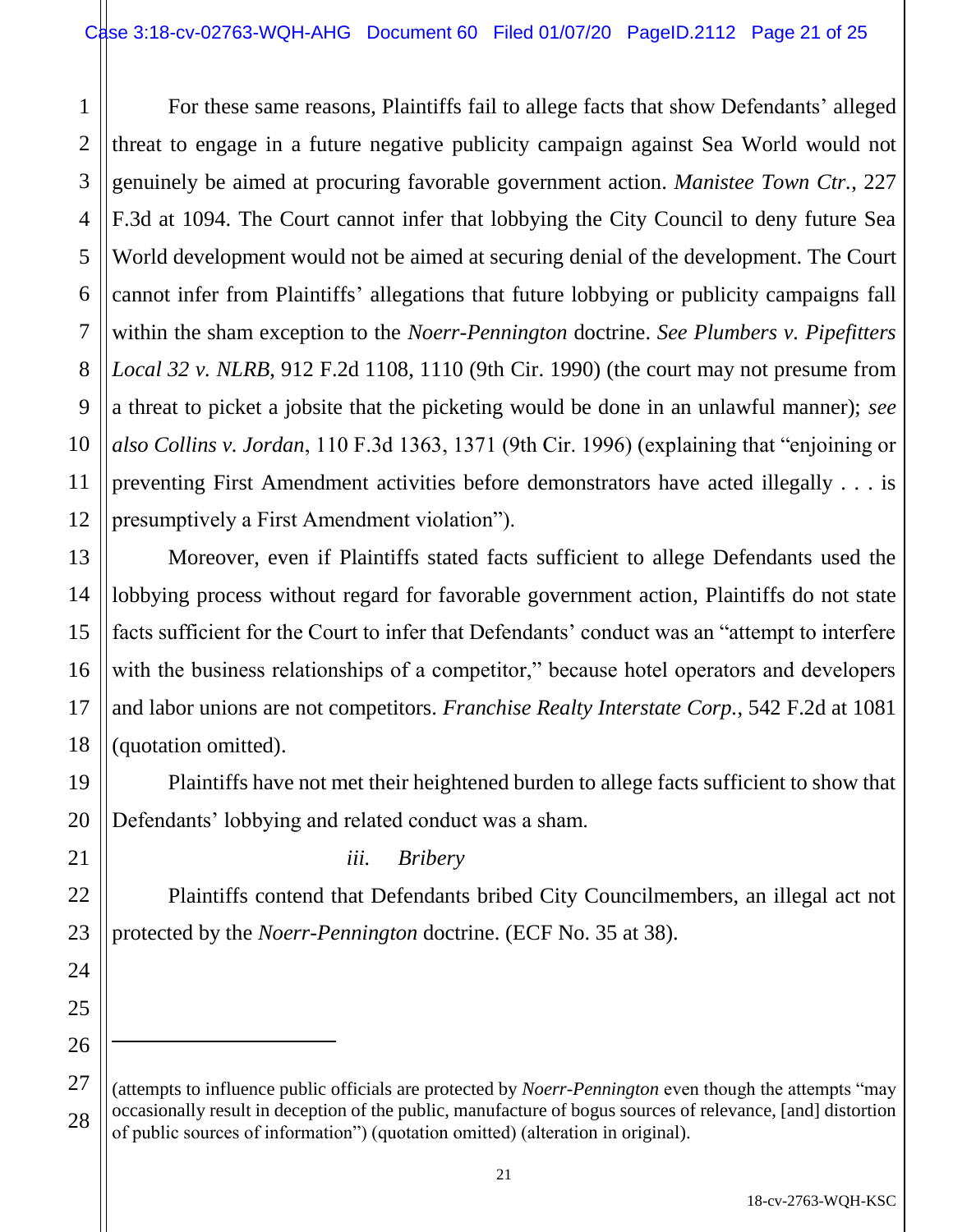For these same reasons, Plaintiffs fail to allege facts that show Defendants' alleged threat to engage in a future negative publicity campaign against Sea World would not genuinely be aimed at procuring favorable government action. *Manistee Town Ctr.*, 227 F.3d at 1094. The Court cannot infer that lobbying the City Council to deny future Sea World development would not be aimed at securing denial of the development. The Court cannot infer from Plaintiffs' allegations that future lobbying or publicity campaigns fall within the sham exception to the *Noerr-Pennington* doctrine. *See Plumbers v. Pipefitters Local 32 v. NLRB*, 912 F.2d 1108, 1110 (9th Cir. 1990) (the court may not presume from a threat to picket a jobsite that the picketing would be done in an unlawful manner); *see also Collins v. Jordan*, 110 F.3d 1363, 1371 (9th Cir. 1996) (explaining that "enjoining or preventing First Amendment activities before demonstrators have acted illegally . . . is presumptively a First Amendment violation").

Moreover, even if Plaintiffs stated facts sufficient to allege Defendants used the lobbying process without regard for favorable government action, Plaintiffs do not state facts sufficient for the Court to infer that Defendants' conduct was an "attempt to interfere with the business relationships of a competitor," because hotel operators and developers and labor unions are not competitors. *Franchise Realty Interstate Corp.*, 542 F.2d at 1081 (quotation omitted).

Plaintiffs have not met their heightened burden to allege facts sufficient to show that Defendants' lobbying and related conduct was a sham.

*iii. Bribery*

Plaintiffs contend that Defendants bribed City Councilmembers, an illegal act not protected by the *Noerr-Pennington* doctrine. (ECF No. 35 at 38).

---

(attempts to influence public officials are protected by *Noerr-Pennington* even though the attempts "may occasionally result in deception of the public, manufacture of bogus sources of relevance, [and] distortion of public sources of information") (quotation omitted) (alteration in original).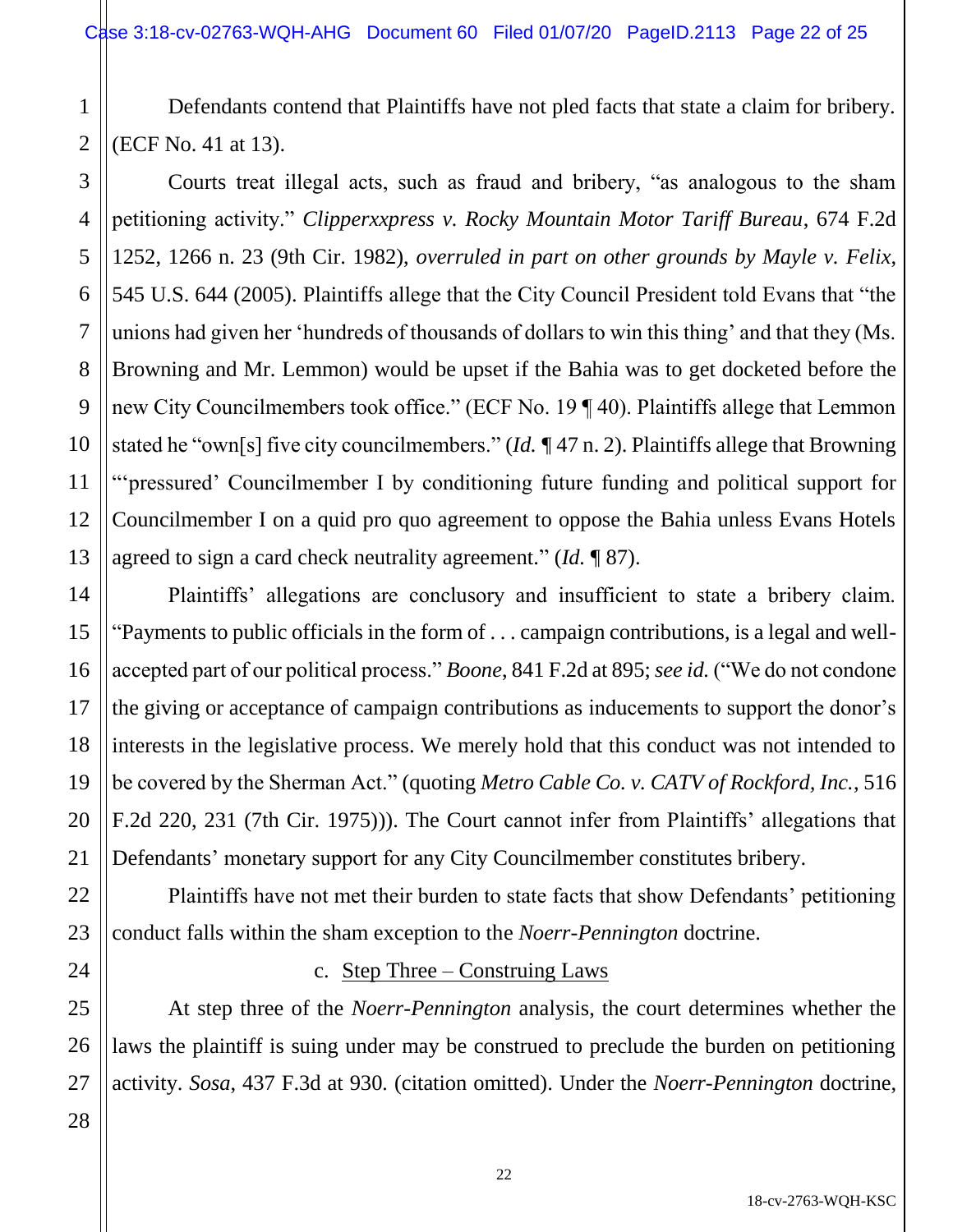Defendants contend that Plaintiffs have not pled facts that state a claim for bribery. (ECF No. 41 at 13).

Courts treat illegal acts, such as fraud and bribery, "as analogous to the sham petitioning activity." *Clipperxxpress v. Rocky Mountain Motor Tariff Bureau*, 674 F.2d 1252, 1266 n. 23 (9th Cir. 1982), *overruled in part on other grounds by Mayle v. Felix*, 545 U.S. 644 (2005). Plaintiffs allege that the City Council President told Evans that "the unions had given her 'hundreds of thousands of dollars to win this thing' and that they (Ms. Browning and Mr. Lemmon) would be upset if the Bahia was to get docketed before the new City Councilmembers took office." (ECF No. 19 ¶ 40). Plaintiffs allege that Lemmon stated he "own[s] five city councilmembers." (*Id.* ¶ 47 n. 2). Plaintiffs allege that Browning "'pressured' Councilmember I by conditioning future funding and political support for Councilmember I on a quid pro quo agreement to oppose the Bahia unless Evans Hotels agreed to sign a card check neutrality agreement." (*Id.* ¶ 87).

Plaintiffs' allegations are conclusory and insufficient to state a bribery claim. "Payments to public officials in the form of . . . campaign contributions, is a legal and well-accepted part of our political process." *Boone*, 841 F.2d at 895; *see id.* ("We do not condone the giving or acceptance of campaign contributions as inducements to support the donor's interests in the legislative process. We merely hold that this conduct was not intended to be covered by the Sherman Act." (quoting *Metro Cable Co. v. CATV of Rockford, Inc.*, 516 F.2d 220, 231 (7th Cir. 1975))). The Court cannot infer from Plaintiffs' allegations that Defendants' monetary support for any City Councilmember constitutes bribery.

Plaintiffs have not met their burden to state facts that show Defendants' petitioning conduct falls within the sham exception to the *Noerr-Pennington* doctrine.

c. Step Three – Construing Laws

At step three of the *Noerr-Pennington* analysis, the court determines whether the laws the plaintiff is suing under may be construed to preclude the burden on petitioning activity. *Sosa*, 437 F.3d at 930. (citation omitted). Under the *Noerr-Pennington* doctrine,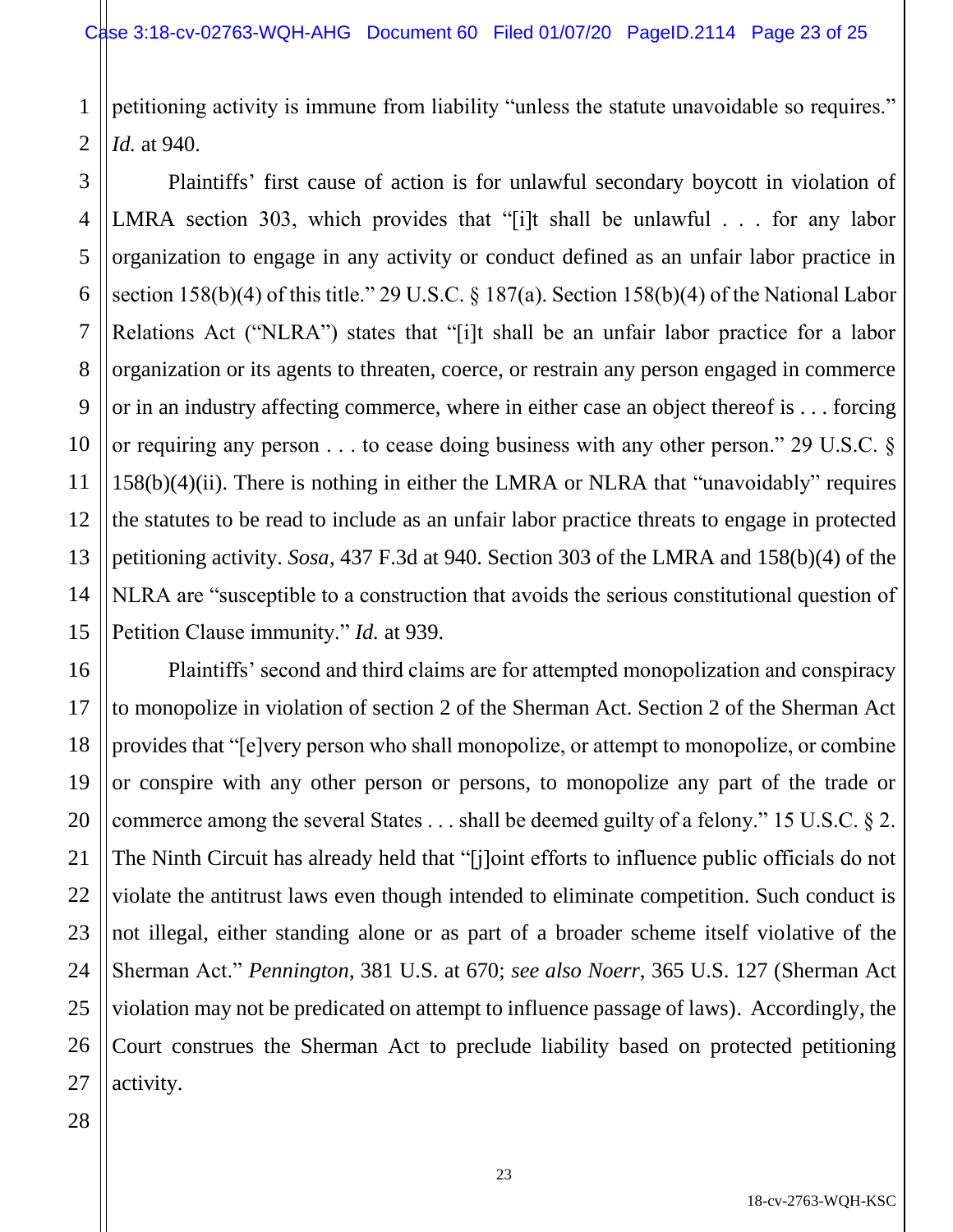petitioning activity is immune from liability "unless the statute unavoidable so requires." *Id.* at 940.

Plaintiffs' first cause of action is for unlawful secondary boycott in violation of LMRA section 303, which provides that "[i]t shall be unlawful . . . for any labor organization to engage in any activity or conduct defined as an unfair labor practice in section 158(b)(4) of this title." 29 U.S.C. § 187(a). Section 158(b)(4) of the National Labor Relations Act ("NLRA") states that "[i]t shall be an unfair labor practice for a labor organization or its agents to threaten, coerce, or restrain any person engaged in commerce or in an industry affecting commerce, where in either case an object thereof is . . . forcing or requiring any person . . . to cease doing business with any other person." 29 U.S.C. § 158(b)(4)(ii). There is nothing in either the LMRA or NLRA that "unavoidably" requires the statutes to be read to include as an unfair labor practice threats to engage in protected petitioning activity. *Sosa*, 437 F.3d at 940. Section 303 of the LMRA and 158(b)(4) of the NLRA are "susceptible to a construction that avoids the serious constitutional question of Petition Clause immunity." *Id.* at 939.

Plaintiffs' second and third claims are for attempted monopolization and conspiracy to monopolize in violation of section 2 of the Sherman Act. Section 2 of the Sherman Act provides that "[e]very person who shall monopolize, or attempt to monopolize, or combine or conspire with any other person or persons, to monopolize any part of the trade or commerce among the several States . . . shall be deemed guilty of a felony." 15 U.S.C. § 2. The Ninth Circuit has already held that "[j]oint efforts to influence public officials do not violate the antitrust laws even though intended to eliminate competition. Such conduct is not illegal, either standing alone or as part of a broader scheme itself violative of the Sherman Act." *Pennington*, 381 U.S. at 670; *see also Noerr*, 365 U.S. 127 (Sherman Act violation may not be predicated on attempt to influence passage of laws). Accordingly, the Court construes the Sherman Act to preclude liability based on protected petitioning activity.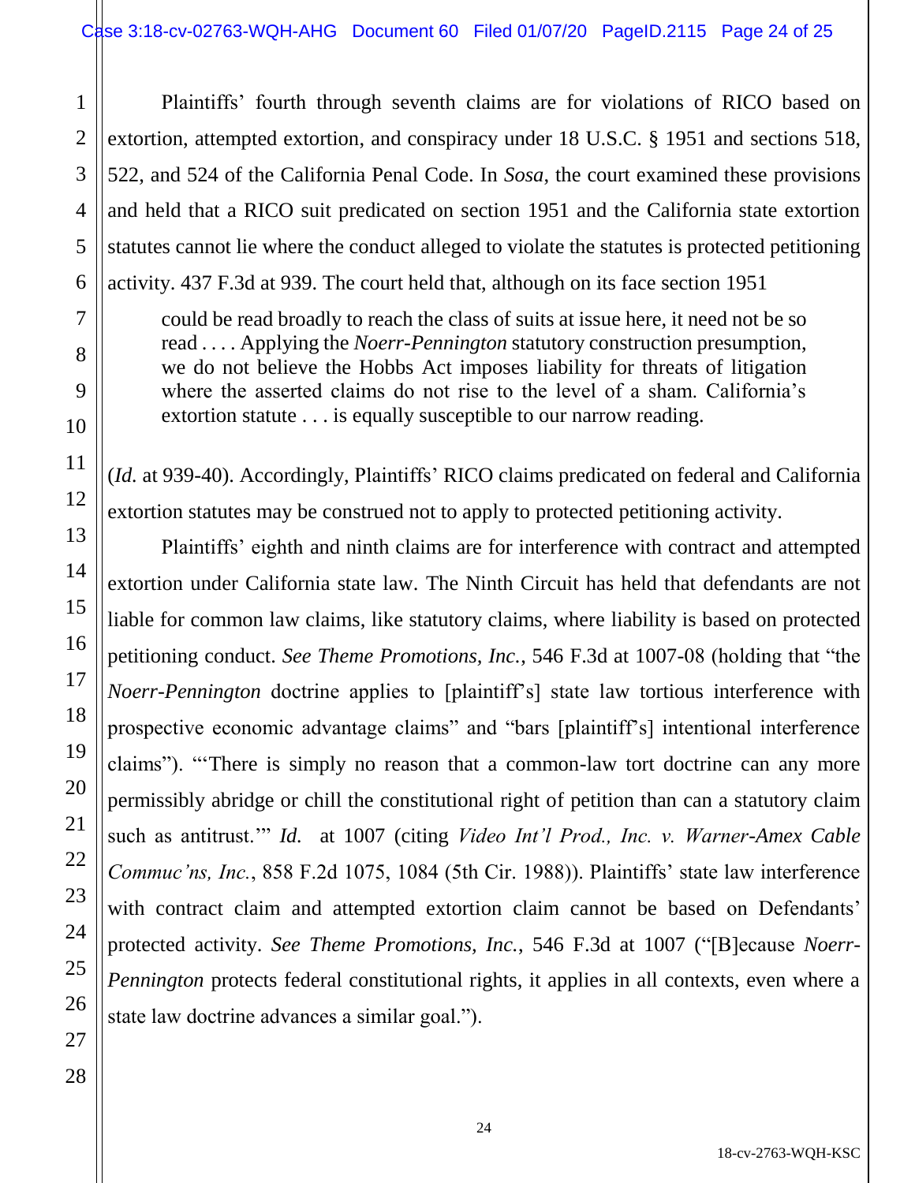Plaintiffs' fourth through seventh claims are for violations of RICO based on extortion, attempted extortion, and conspiracy under 18 U.S.C. § 1951 and sections 518, 522, and 524 of the California Penal Code. In *Sosa*, the court examined these provisions and held that a RICO suit predicated on section 1951 and the California state extortion statutes cannot lie where the conduct alleged to violate the statutes is protected petitioning activity. 437 F.3d at 939. The court held that, although on its face section 1951

> could be read broadly to reach the class of suits at issue here, it need not be so read . . . . Applying the *Noerr-Pennington* statutory construction presumption, we do not believe the Hobbs Act imposes liability for threats of litigation where the asserted claims do not rise to the level of a sham. California's extortion statute . . . is equally susceptible to our narrow reading.

(*Id.* at 939-40). Accordingly, Plaintiffs' RICO claims predicated on federal and California extortion statutes may be construed not to apply to protected petitioning activity.

Plaintiffs' eighth and ninth claims are for interference with contract and attempted extortion under California state law. The Ninth Circuit has held that defendants are not liable for common law claims, like statutory claims, where liability is based on protected petitioning conduct. *See Theme Promotions, Inc.*, 546 F.3d at 1007-08 (holding that "the *Noerr-Pennington* doctrine applies to [plaintiff's] state law tortious interference with prospective economic advantage claims" and "bars [plaintiff's] intentional interference claims"). "'There is simply no reason that a common-law tort doctrine can any more permissibly abridge or chill the constitutional right of petition than can a statutory claim such as antitrust.'" *Id.* at 1007 (citing *Video Int'l Prod., Inc. v. Warner-Amex Cable Commuc'ns, Inc.*, 858 F.2d 1075, 1084 (5th Cir. 1988)). Plaintiffs' state law interference with contract claim and attempted extortion claim cannot be based on Defendants' protected activity. *See Theme Promotions, Inc.*, 546 F.3d at 1007 ("[B]ecause *Noerr-Pennington* protects federal constitutional rights, it applies in all contexts, even where a state law doctrine advances a similar goal.").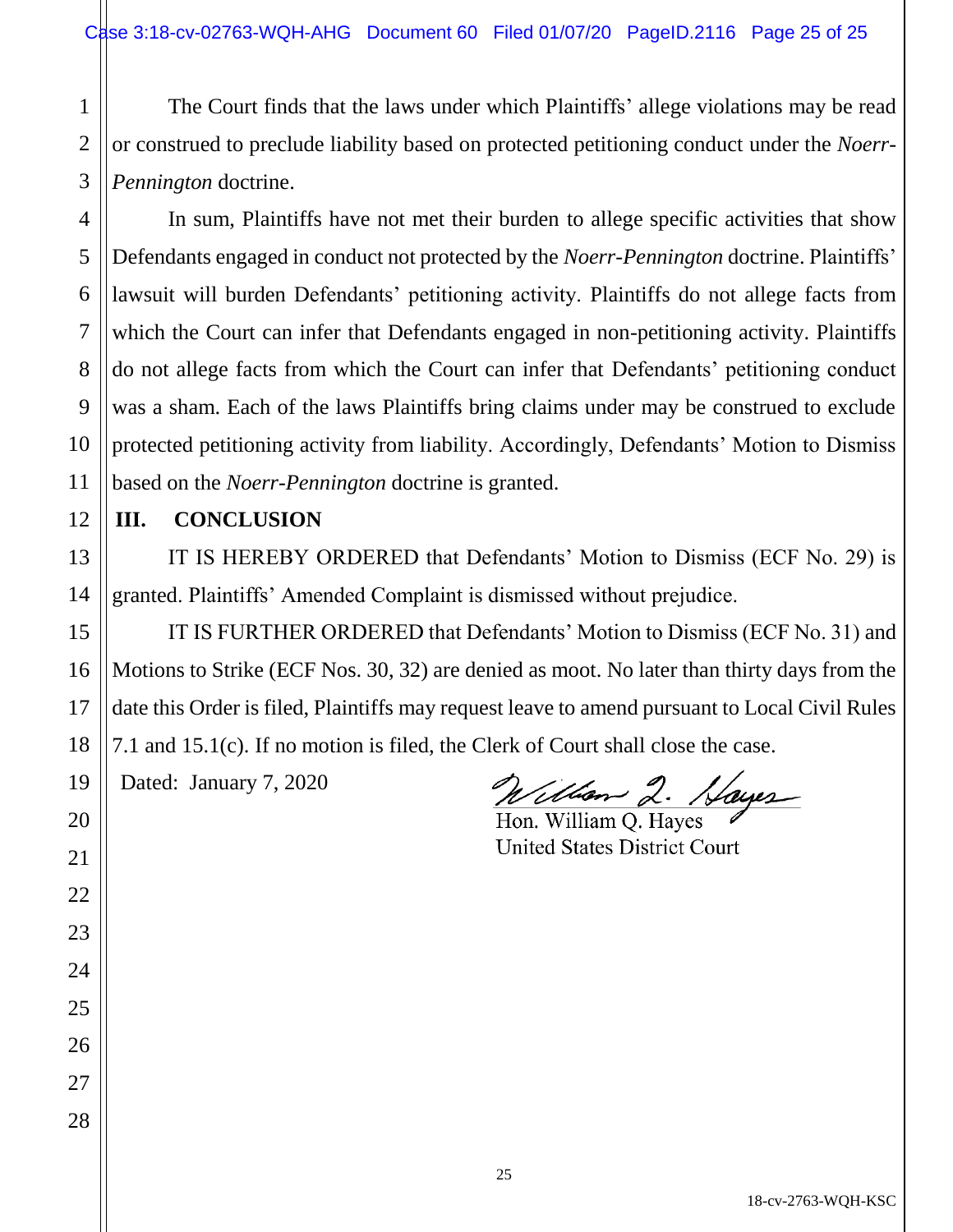The Court finds that the laws under which Plaintiffs' allege violations may be read or construed to preclude liability based on protected petitioning conduct under the *Noerr-Pennington* doctrine.

In sum, Plaintiffs have not met their burden to allege specific activities that show Defendants engaged in conduct not protected by the *Noerr-Pennington* doctrine. Plaintiffs' lawsuit will burden Defendants' petitioning activity. Plaintiffs do not allege facts from which the Court can infer that Defendants engaged in non-petitioning activity. Plaintiffs do not allege facts from which the Court can infer that Defendants' petitioning conduct was a sham. Each of the laws Plaintiffs bring claims under may be construed to exclude protected petitioning activity from liability. Accordingly, Defendants' Motion to Dismiss based on the *Noerr-Pennington* doctrine is granted.

## III. CONCLUSION

IT IS HEREBY ORDERED that Defendants' Motion to Dismiss (ECF No. 29) is granted. Plaintiffs' Amended Complaint is dismissed without prejudice.

IT IS FURTHER ORDERED that Defendants' Motion to Dismiss (ECF No. 31) and Motions to Strike (ECF Nos. 30, 32) are denied as moot. No later than thirty days from the date this Order is filed, Plaintiffs may request leave to amend pursuant to Local Civil Rules 7.1 and 15.1(c). If no motion is filed, the Clerk of Court shall close the case.

Dated: January 7, 2020

Hon. William Q. Hayes
United States District Court